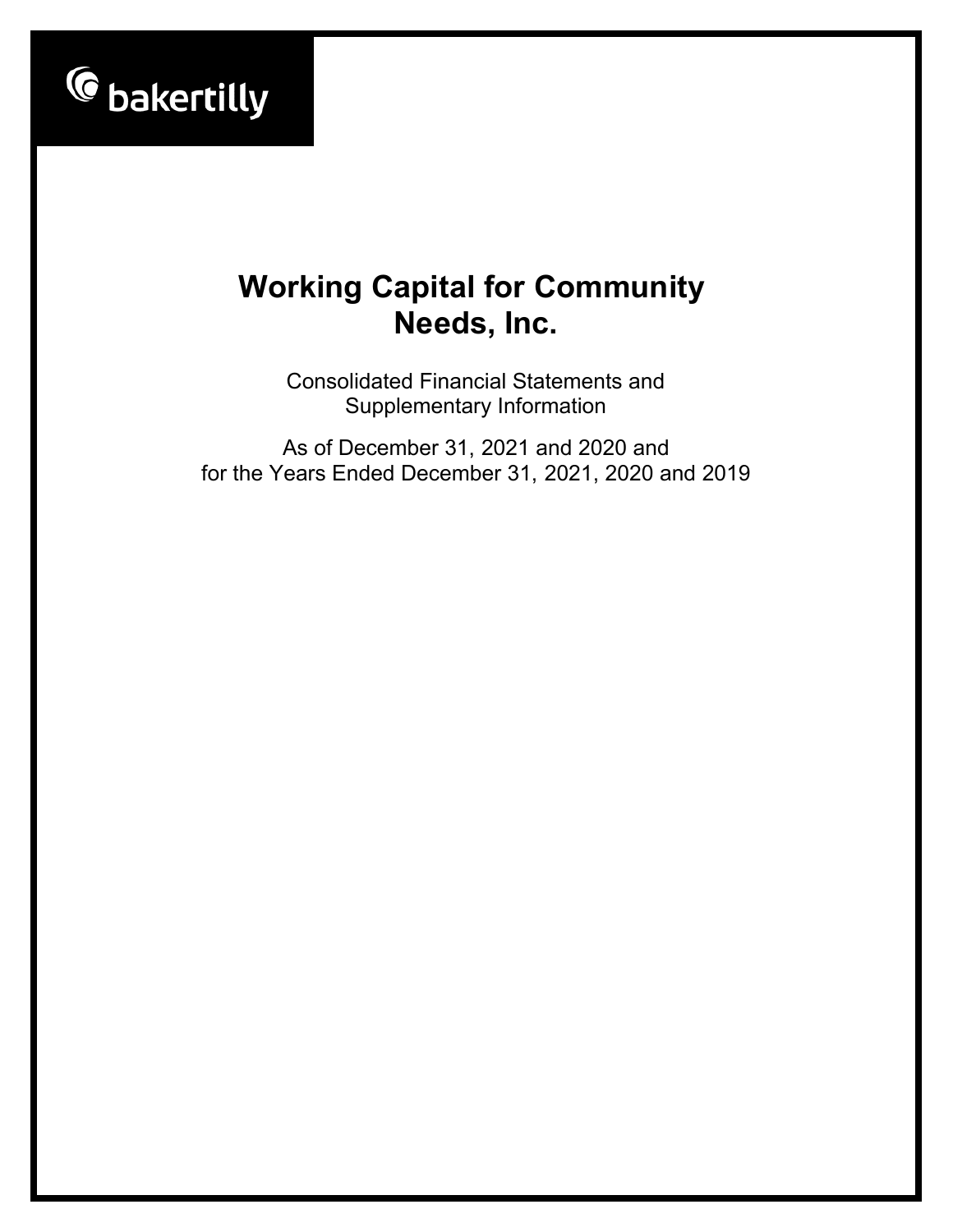bakertilly

# Working Capital for Community Needs, Inc.

Consolidated Financial Statements and Supplementary Information

As of December 31, 2021 and 2020 and for the Years Ended December 31, 2021, 2020 and 2019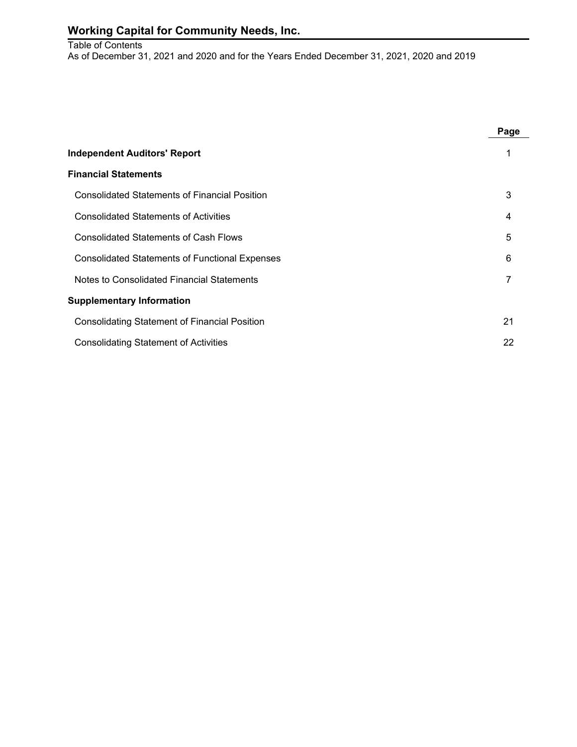# Working Capital for Community Needs, Inc.

Table of Contents
As of December 31, 2021 and 2020 and for the Years Ended December 31, 2021, 2020 and 2019

| | Page |
|---|---|
| **Independent Auditors' Report** | 1 |
| **Financial Statements** | |
| Consolidated Statements of Financial Position | 3 |
| Consolidated Statements of Activities | 4 |
| Consolidated Statements of Cash Flows | 5 |
| Consolidated Statements of Functional Expenses | 6 |
| Notes to Consolidated Financial Statements | 7 |
| **Supplementary Information** | |
| Consolidating Statement of Financial Position | 21 |
| Consolidating Statement of Activities | 22 |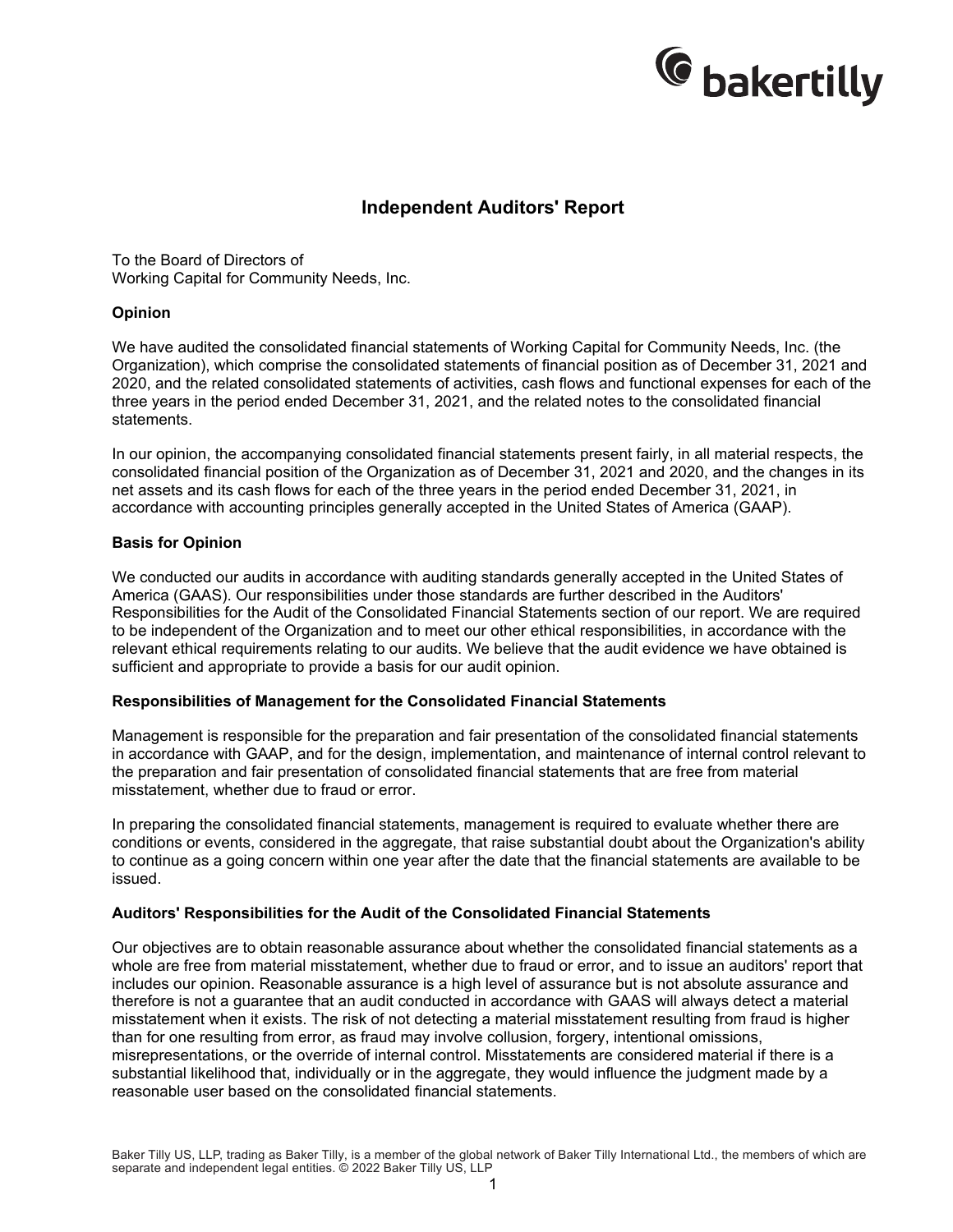# Independent Auditors' Report

To the Board of Directors of
Working Capital for Community Needs, Inc.

**Opinion**

We have audited the consolidated financial statements of Working Capital for Community Needs, Inc. (the Organization), which comprise the consolidated statements of financial position as of December 31, 2021 and 2020, and the related consolidated statements of activities, cash flows and functional expenses for each of the three years in the period ended December 31, 2021, and the related notes to the consolidated financial statements.

In our opinion, the accompanying consolidated financial statements present fairly, in all material respects, the consolidated financial position of the Organization as of December 31, 2021 and 2020, and the changes in its net assets and its cash flows for each of the three years in the period ended December 31, 2021, in accordance with accounting principles generally accepted in the United States of America (GAAP).

**Basis for Opinion**

We conducted our audits in accordance with auditing standards generally accepted in the United States of America (GAAS). Our responsibilities under those standards are further described in the Auditors' Responsibilities for the Audit of the Consolidated Financial Statements section of our report. We are required to be independent of the Organization and to meet our other ethical responsibilities, in accordance with the relevant ethical requirements relating to our audits. We believe that the audit evidence we have obtained is sufficient and appropriate to provide a basis for our audit opinion.

**Responsibilities of Management for the Consolidated Financial Statements**

Management is responsible for the preparation and fair presentation of the consolidated financial statements in accordance with GAAP, and for the design, implementation, and maintenance of internal control relevant to the preparation and fair presentation of consolidated financial statements that are free from material misstatement, whether due to fraud or error.

In preparing the consolidated financial statements, management is required to evaluate whether there are conditions or events, considered in the aggregate, that raise substantial doubt about the Organization's ability to continue as a going concern within one year after the date that the financial statements are available to be issued.

**Auditors' Responsibilities for the Audit of the Consolidated Financial Statements**

Our objectives are to obtain reasonable assurance about whether the consolidated financial statements as a whole are free from material misstatement, whether due to fraud or error, and to issue an auditors' report that includes our opinion. Reasonable assurance is a high level of assurance but is not absolute assurance and therefore is not a guarantee that an audit conducted in accordance with GAAS will always detect a material misstatement when it exists. The risk of not detecting a material misstatement resulting from fraud is higher than for one resulting from error, as fraud may involve collusion, forgery, intentional omissions, misrepresentations, or the override of internal control. Misstatements are considered material if there is a substantial likelihood that, individually or in the aggregate, they would influence the judgment made by a reasonable user based on the consolidated financial statements.

Baker Tilly US, LLP, trading as Baker Tilly, is a member of the global network of Baker Tilly International Ltd., the members of which are separate and independent legal entities. © 2022 Baker Tilly US, LLP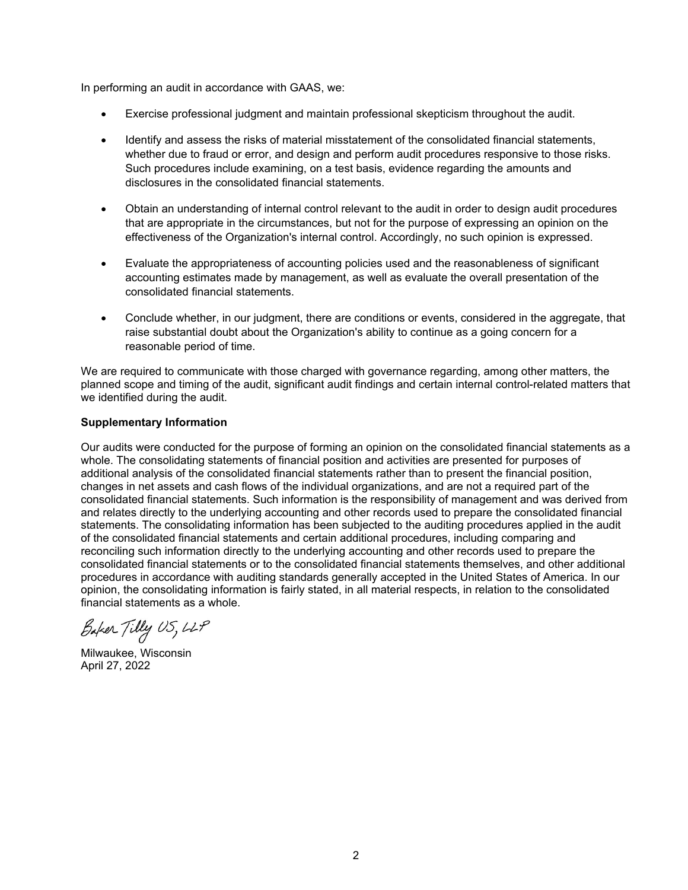In performing an audit in accordance with GAAS, we:

- Exercise professional judgment and maintain professional skepticism throughout the audit.
- Identify and assess the risks of material misstatement of the consolidated financial statements, whether due to fraud or error, and design and perform audit procedures responsive to those risks. Such procedures include examining, on a test basis, evidence regarding the amounts and disclosures in the consolidated financial statements.
- Obtain an understanding of internal control relevant to the audit in order to design audit procedures that are appropriate in the circumstances, but not for the purpose of expressing an opinion on the effectiveness of the Organization's internal control. Accordingly, no such opinion is expressed.
- Evaluate the appropriateness of accounting policies used and the reasonableness of significant accounting estimates made by management, as well as evaluate the overall presentation of the consolidated financial statements.
- Conclude whether, in our judgment, there are conditions or events, considered in the aggregate, that raise substantial doubt about the Organization's ability to continue as a going concern for a reasonable period of time.

We are required to communicate with those charged with governance regarding, among other matters, the planned scope and timing of the audit, significant audit findings and certain internal control-related matters that we identified during the audit.

**Supplementary Information**

Our audits were conducted for the purpose of forming an opinion on the consolidated financial statements as a whole. The consolidating statements of financial position and activities are presented for purposes of additional analysis of the consolidated financial statements rather than to present the financial position, changes in net assets and cash flows of the individual organizations, and are not a required part of the consolidated financial statements. Such information is the responsibility of management and was derived from and relates directly to the underlying accounting and other records used to prepare the consolidated financial statements. The consolidating information has been subjected to the auditing procedures applied in the audit of the consolidated financial statements and certain additional procedures, including comparing and reconciling such information directly to the underlying accounting and other records used to prepare the consolidated financial statements or to the consolidated financial statements themselves, and other additional procedures in accordance with auditing standards generally accepted in the United States of America. In our opinion, the consolidating information is fairly stated, in all material respects, in relation to the consolidated financial statements as a whole.

Baker Tilly US, LLP

Milwaukee, Wisconsin
April 27, 2022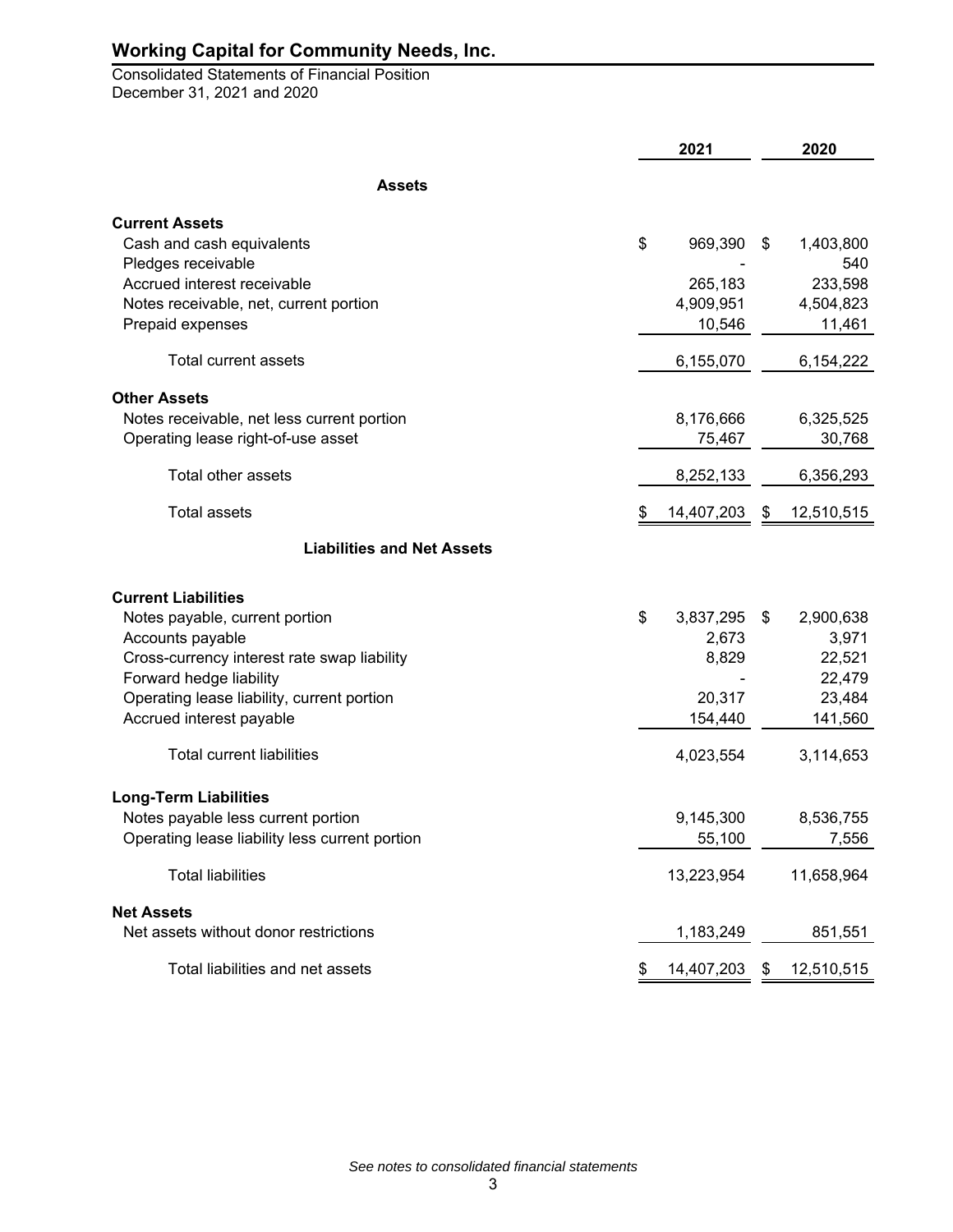# Working Capital for Community Needs, Inc.

Consolidated Statements of Financial Position
December 31, 2021 and 2020

| | 2021 | 2020 |
|---|---|---|
| **Assets** | | |
| **Current Assets** | | |
| Cash and cash equivalents | $ 969,390 | $ 1,403,800 |
| Pledges receivable | - | 540 |
| Accrued interest receivable | 265,183 | 233,598 |
| Notes receivable, net, current portion | 4,909,951 | 4,504,823 |
| Prepaid expenses | 10,546 | 11,461 |
| Total current assets | 6,155,070 | 6,154,222 |
| **Other Assets** | | |
| Notes receivable, net less current portion | 8,176,666 | 6,325,525 |
| Operating lease right-of-use asset | 75,467 | 30,768 |
| Total other assets | 8,252,133 | 6,356,293 |
| Total assets | $ 14,407,203 | $ 12,510,515 |
| **Liabilities and Net Assets** | | |
| **Current Liabilities** | | |
| Notes payable, current portion | $ 3,837,295 | $ 2,900,638 |
| Accounts payable | 2,673 | 3,971 |
| Cross-currency interest rate swap liability | 8,829 | 22,521 |
| Forward hedge liability | - | 22,479 |
| Operating lease liability, current portion | 20,317 | 23,484 |
| Accrued interest payable | 154,440 | 141,560 |
| Total current liabilities | 4,023,554 | 3,114,653 |
| **Long-Term Liabilities** | | |
| Notes payable less current portion | 9,145,300 | 8,536,755 |
| Operating lease liability less current portion | 55,100 | 7,556 |
| Total liabilities | 13,223,954 | 11,658,964 |
| **Net Assets** | | |
| Net assets without donor restrictions | 1,183,249 | 851,551 |
| Total liabilities and net assets | $ 14,407,203 | $ 12,510,515 |

*See notes to consolidated financial statements*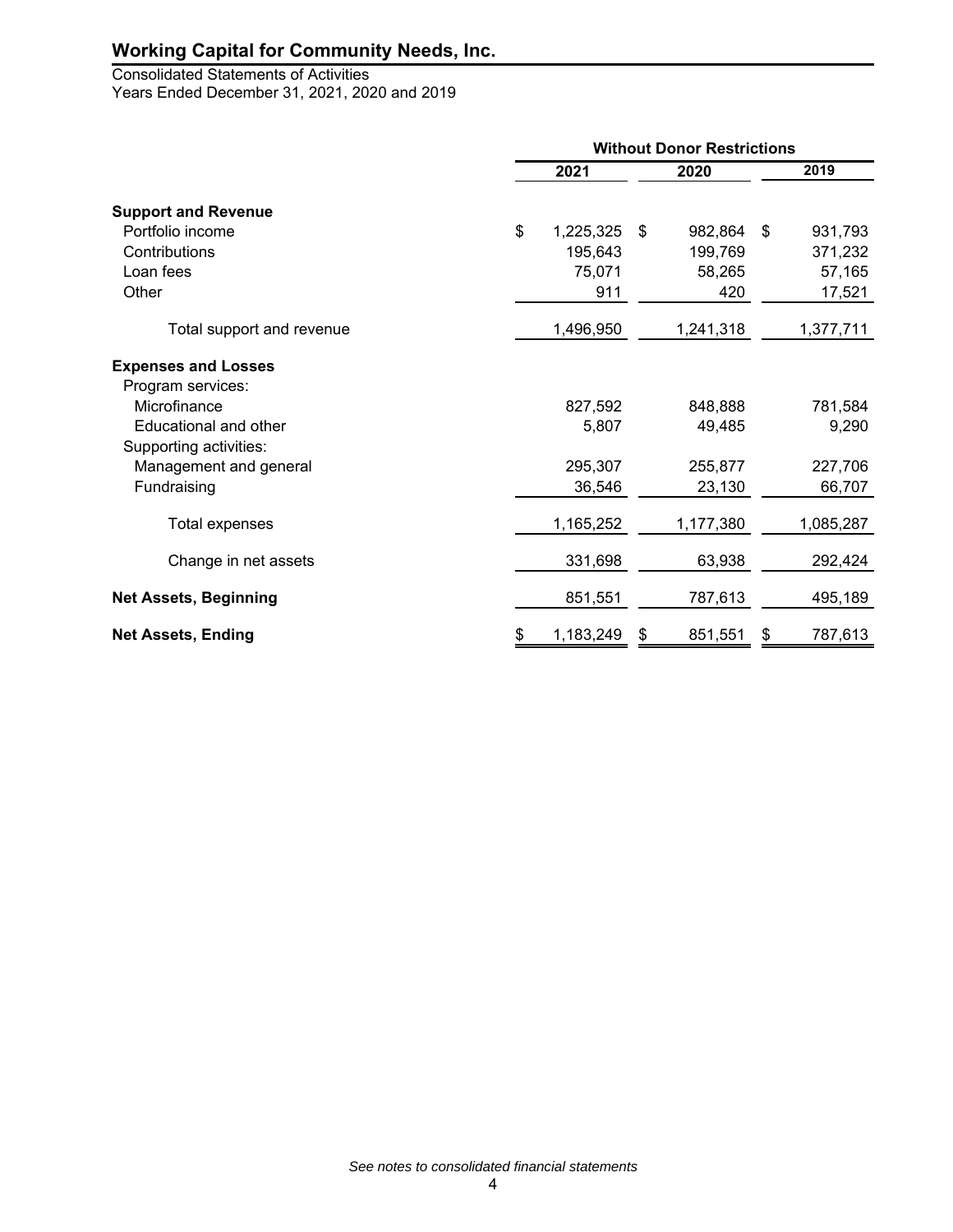# Working Capital for Community Needs, Inc.

Consolidated Statements of Activities
Years Ended December 31, 2021, 2020 and 2019

| | Without Donor Restrictions | | |
|---|---|---|---|
| | 2021 | 2020 | 2019 |
| **Support and Revenue** | | | |
| Portfolio income | $ 1,225,325 | $ 982,864 | $ 931,793 |
| Contributions | 195,643 | 199,769 | 371,232 |
| Loan fees | 75,071 | 58,265 | 57,165 |
| Other | 911 | 420 | 17,521 |
| Total support and revenue | 1,496,950 | 1,241,318 | 1,377,711 |
| **Expenses and Losses** | | | |
| Program services: | | | |
| Microfinance | 827,592 | 848,888 | 781,584 |
| Educational and other | 5,807 | 49,485 | 9,290 |
| Supporting activities: | | | |
| Management and general | 295,307 | 255,877 | 227,706 |
| Fundraising | 36,546 | 23,130 | 66,707 |
| Total expenses | 1,165,252 | 1,177,380 | 1,085,287 |
| Change in net assets | 331,698 | 63,938 | 292,424 |
| **Net Assets, Beginning** | 851,551 | 787,613 | 495,189 |
| **Net Assets, Ending** | $ 1,183,249 | $ 851,551 | $ 787,613 |

*See notes to consolidated financial statements*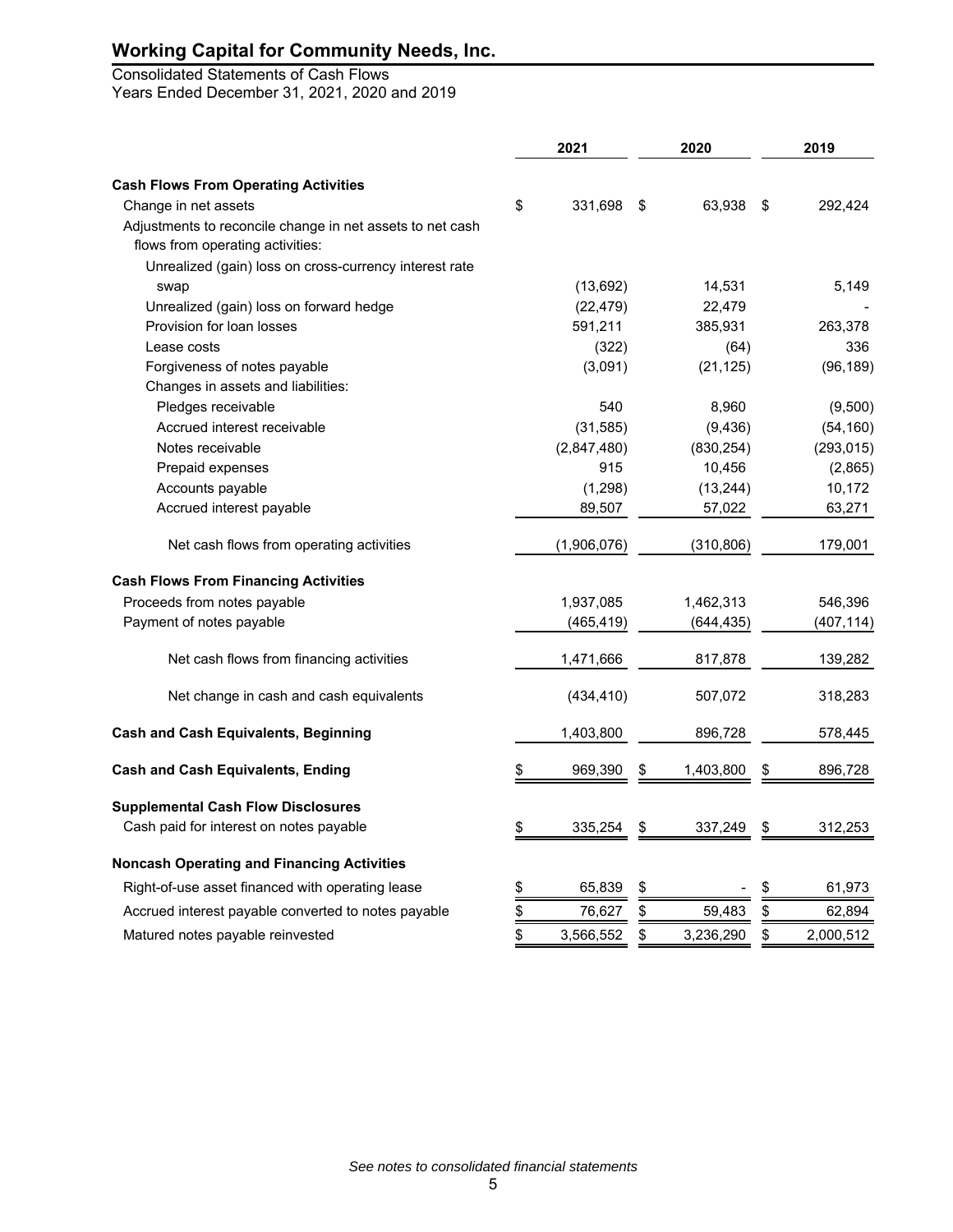# Working Capital for Community Needs, Inc.

Consolidated Statements of Cash Flows
Years Ended December 31, 2021, 2020 and 2019

| | 2021 | 2020 | 2019 |
|---|---|---|---|
| **Cash Flows From Operating Activities** | | | |
| Change in net assets | $ 331,698 | $ 63,938 | $ 292,424 |
| Adjustments to reconcile change in net assets to net cash flows from operating activities: | | | |
| Unrealized (gain) loss on cross-currency interest rate swap | (13,692) | 14,531 | 5,149 |
| Unrealized (gain) loss on forward hedge | (22,479) | 22,479 | - |
| Provision for loan losses | 591,211 | 385,931 | 263,378 |
| Lease costs | (322) | (64) | 336 |
| Forgiveness of notes payable | (3,091) | (21,125) | (96,189) |
| Changes in assets and liabilities: | | | |
| Pledges receivable | 540 | 8,960 | (9,500) |
| Accrued interest receivable | (31,585) | (9,436) | (54,160) |
| Notes receivable | (2,847,480) | (830,254) | (293,015) |
| Prepaid expenses | 915 | 10,456 | (2,865) |
| Accounts payable | (1,298) | (13,244) | 10,172 |
| Accrued interest payable | 89,507 | 57,022 | 63,271 |
| Net cash flows from operating activities | (1,906,076) | (310,806) | 179,001 |
| **Cash Flows From Financing Activities** | | | |
| Proceeds from notes payable | 1,937,085 | 1,462,313 | 546,396 |
| Payment of notes payable | (465,419) | (644,435) | (407,114) |
| Net cash flows from financing activities | 1,471,666 | 817,878 | 139,282 |
| Net change in cash and cash equivalents | (434,410) | 507,072 | 318,283 |
| **Cash and Cash Equivalents, Beginning** | 1,403,800 | 896,728 | 578,445 |
| **Cash and Cash Equivalents, Ending** | $ 969,390 | $ 1,403,800 | $ 896,728 |
| **Supplemental Cash Flow Disclosures** | | | |
| Cash paid for interest on notes payable | $ 335,254 | $ 337,249 | $ 312,253 |
| **Noncash Operating and Financing Activities** | | | |
| Right-of-use asset financed with operating lease | $ 65,839 | $ - | $ 61,973 |
| Accrued interest payable converted to notes payable | $ 76,627 | $ 59,483 | $ 62,894 |
| Matured notes payable reinvested | $ 3,566,552 | $ 3,236,290 | $ 2,000,512 |

*See notes to consolidated financial statements*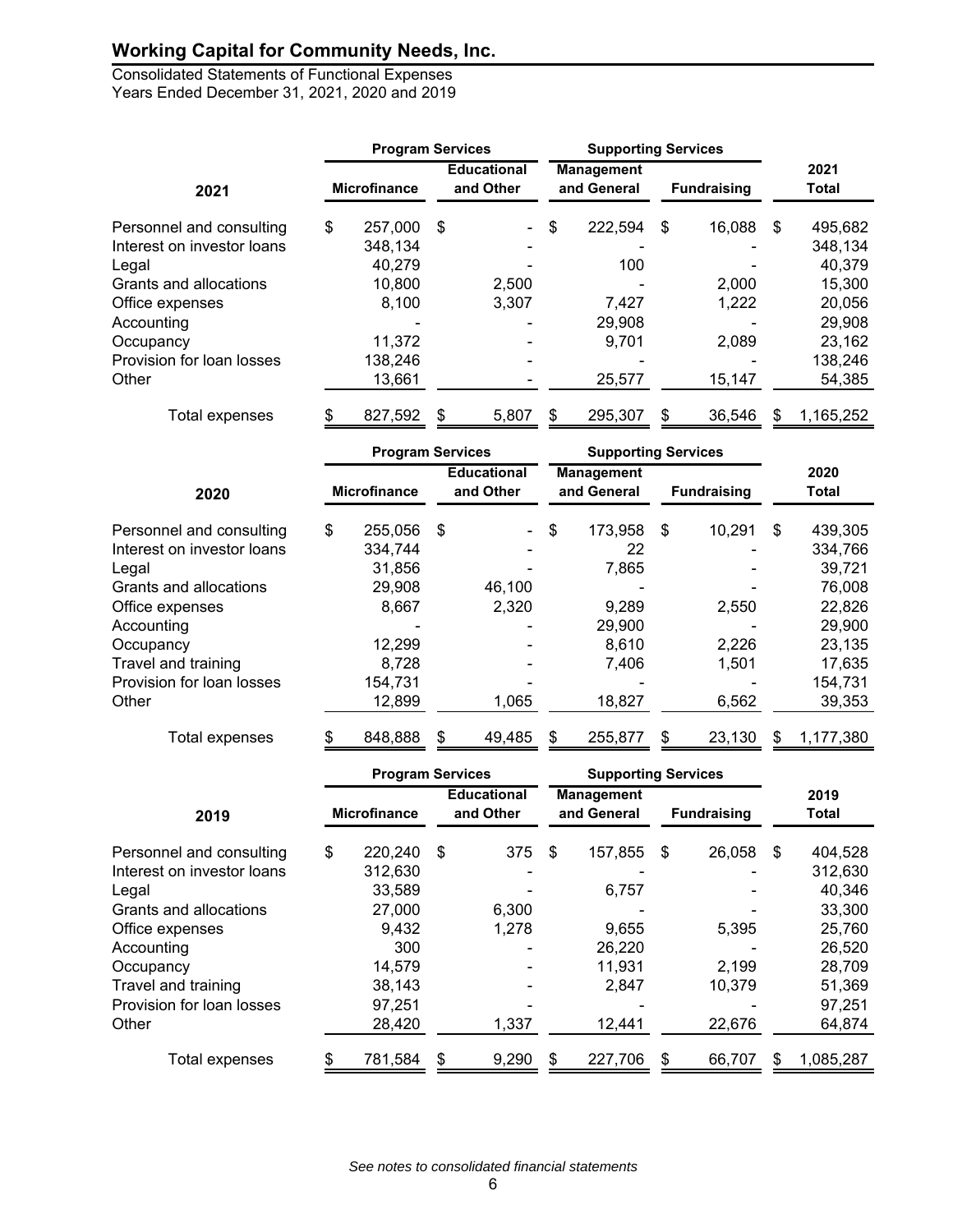# Working Capital for Community Needs, Inc.

Consolidated Statements of Functional Expenses
Years Ended December 31, 2021, 2020 and 2019

| 2021 | Program Services | | Supporting Services | | |
|---|---|---|---|---|---|
| | Microfinance | Educational and Other | Management and General | Fundraising | 2021 Total |
| Personnel and consulting | $ 257,000 | $ - | $ 222,594 | $ 16,088 | $ 495,682 |
| Interest on investor loans | 348,134 | - | - | - | 348,134 |
| Legal | 40,279 | - | 100 | - | 40,379 |
| Grants and allocations | 10,800 | 2,500 | - | 2,000 | 15,300 |
| Office expenses | 8,100 | 3,307 | 7,427 | 1,222 | 20,056 |
| Accounting | - | - | 29,908 | - | 29,908 |
| Occupancy | 11,372 | - | 9,701 | 2,089 | 23,162 |
| Provision for loan losses | 138,246 | - | - | - | 138,246 |
| Other | 13,661 | - | 25,577 | 15,147 | 54,385 |
| Total expenses | $ 827,592 | $ 5,807 | $ 295,307 | $ 36,546 | $ 1,165,252 |

| 2020 | Program Services | | Supporting Services | | |
|---|---|---|---|---|---|
| | Microfinance | Educational and Other | Management and General | Fundraising | 2020 Total |
| Personnel and consulting | $ 255,056 | $ - | $ 173,958 | $ 10,291 | $ 439,305 |
| Interest on investor loans | 334,744 | - | 22 | - | 334,766 |
| Legal | 31,856 | - | 7,865 | - | 39,721 |
| Grants and allocations | 29,908 | 46,100 | - | - | 76,008 |
| Office expenses | 8,667 | 2,320 | 9,289 | 2,550 | 22,826 |
| Accounting | - | - | 29,900 | - | 29,900 |
| Occupancy | 12,299 | - | 8,610 | 2,226 | 23,135 |
| Travel and training | 8,728 | - | 7,406 | 1,501 | 17,635 |
| Provision for loan losses | 154,731 | - | - | - | 154,731 |
| Other | 12,899 | 1,065 | 18,827 | 6,562 | 39,353 |
| Total expenses | $ 848,888 | $ 49,485 | $ 255,877 | $ 23,130 | $ 1,177,380 |

| 2019 | Program Services | | Supporting Services | | |
|---|---|---|---|---|---|
| | Microfinance | Educational and Other | Management and General | Fundraising | 2019 Total |
| Personnel and consulting | $ 220,240 | $ 375 | $ 157,855 | $ 26,058 | $ 404,528 |
| Interest on investor loans | 312,630 | - | - | - | 312,630 |
| Legal | 33,589 | - | 6,757 | - | 40,346 |
| Grants and allocations | 27,000 | 6,300 | - | - | 33,300 |
| Office expenses | 9,432 | 1,278 | 9,655 | 5,395 | 25,760 |
| Accounting | 300 | - | 26,220 | - | 26,520 |
| Occupancy | 14,579 | - | 11,931 | 2,199 | 28,709 |
| Travel and training | 38,143 | - | 2,847 | 10,379 | 51,369 |
| Provision for loan losses | 97,251 | - | - | - | 97,251 |
| Other | 28,420 | 1,337 | 12,441 | 22,676 | 64,874 |
| Total expenses | $ 781,584 | $ 9,290 | $ 227,706 | $ 66,707 | $ 1,085,287 |

*See notes to consolidated financial statements*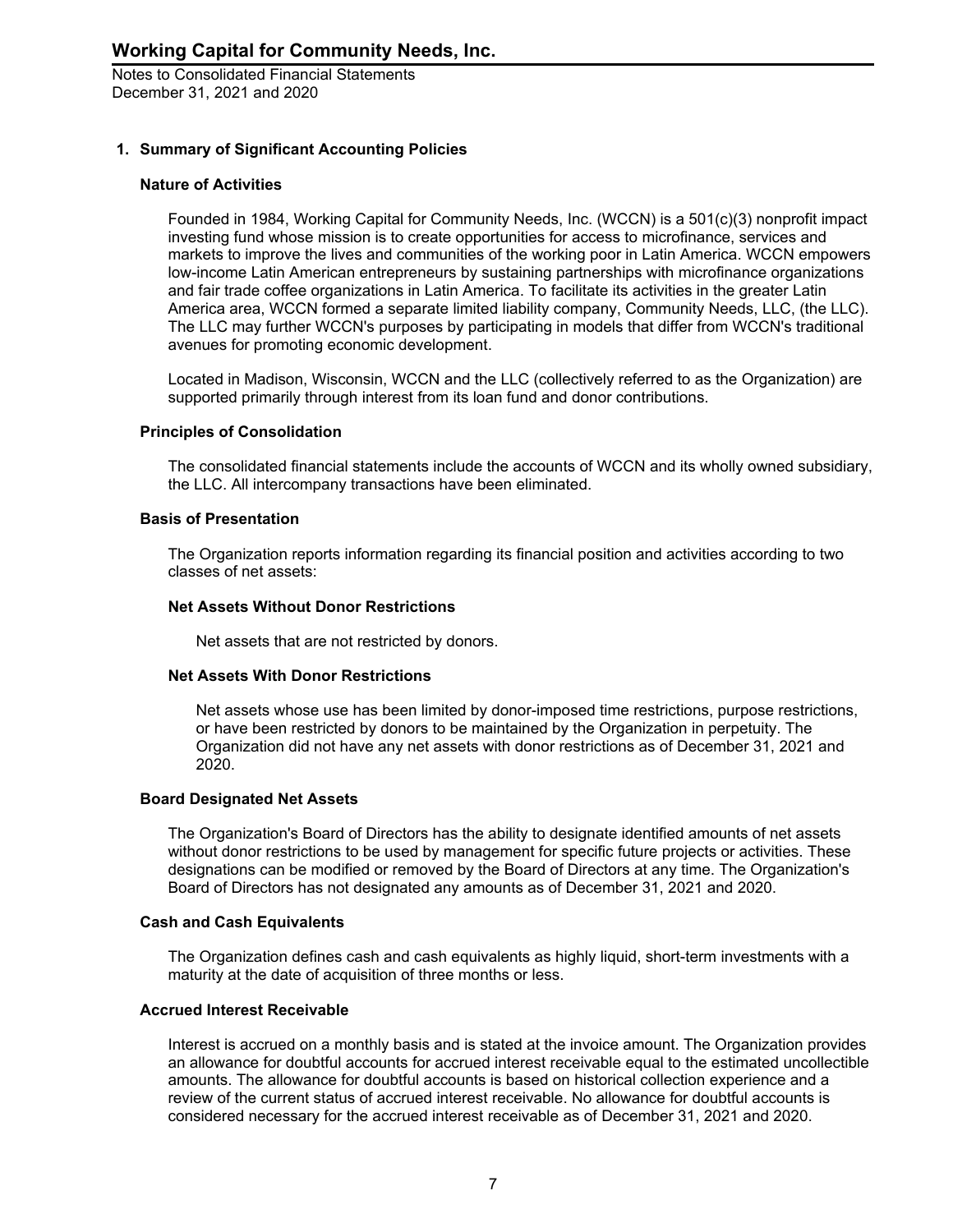## 1. Summary of Significant Accounting Policies

### Nature of Activities

Founded in 1984, Working Capital for Community Needs, Inc. (WCCN) is a 501(c)(3) nonprofit impact investing fund whose mission is to create opportunities for access to microfinance, services and markets to improve the lives and communities of the working poor in Latin America. WCCN empowers low-income Latin American entrepreneurs by sustaining partnerships with microfinance organizations and fair trade coffee organizations in Latin America. To facilitate its activities in the greater Latin America area, WCCN formed a separate limited liability company, Community Needs, LLC, (the LLC). The LLC may further WCCN's purposes by participating in models that differ from WCCN's traditional avenues for promoting economic development.

Located in Madison, Wisconsin, WCCN and the LLC (collectively referred to as the Organization) are supported primarily through interest from its loan fund and donor contributions.

### Principles of Consolidation

The consolidated financial statements include the accounts of WCCN and its wholly owned subsidiary, the LLC. All intercompany transactions have been eliminated.

### Basis of Presentation

The Organization reports information regarding its financial position and activities according to two classes of net assets:

#### Net Assets Without Donor Restrictions

Net assets that are not restricted by donors.

#### Net Assets With Donor Restrictions

Net assets whose use has been limited by donor-imposed time restrictions, purpose restrictions, or have been restricted by donors to be maintained by the Organization in perpetuity. The Organization did not have any net assets with donor restrictions as of December 31, 2021 and 2020.

### Board Designated Net Assets

The Organization's Board of Directors has the ability to designate identified amounts of net assets without donor restrictions to be used by management for specific future projects or activities. These designations can be modified or removed by the Board of Directors at any time. The Organization's Board of Directors has not designated any amounts as of December 31, 2021 and 2020.

### Cash and Cash Equivalents

The Organization defines cash and cash equivalents as highly liquid, short-term investments with a maturity at the date of acquisition of three months or less.

### Accrued Interest Receivable

Interest is accrued on a monthly basis and is stated at the invoice amount. The Organization provides an allowance for doubtful accounts for accrued interest receivable equal to the estimated uncollectible amounts. The allowance for doubtful accounts is based on historical collection experience and a review of the current status of accrued interest receivable. No allowance for doubtful accounts is considered necessary for the accrued interest receivable as of December 31, 2021 and 2020.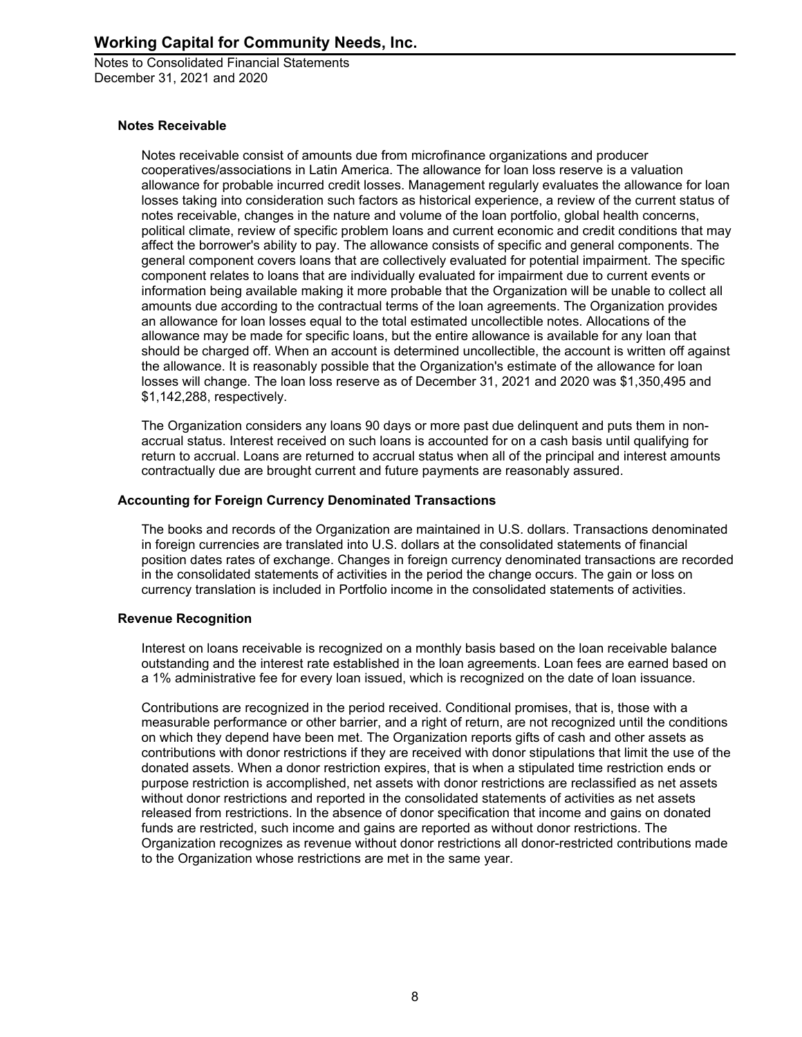### Notes Receivable

Notes receivable consist of amounts due from microfinance organizations and producer cooperatives/associations in Latin America. The allowance for loan loss reserve is a valuation allowance for probable incurred credit losses. Management regularly evaluates the allowance for loan losses taking into consideration such factors as historical experience, a review of the current status of notes receivable, changes in the nature and volume of the loan portfolio, global health concerns, political climate, review of specific problem loans and current economic and credit conditions that may affect the borrower's ability to pay. The allowance consists of specific and general components. The general component covers loans that are collectively evaluated for potential impairment. The specific component relates to loans that are individually evaluated for impairment due to current events or information being available making it more probable that the Organization will be unable to collect all amounts due according to the contractual terms of the loan agreements. The Organization provides an allowance for loan losses equal to the total estimated uncollectible notes. Allocations of the allowance may be made for specific loans, but the entire allowance is available for any loan that should be charged off. When an account is determined uncollectible, the account is written off against the allowance. It is reasonably possible that the Organization's estimate of the allowance for loan losses will change. The loan loss reserve as of December 31, 2021 and 2020 was $1,350,495 and $1,142,288, respectively.

The Organization considers any loans 90 days or more past due delinquent and puts them in non-accrual status. Interest received on such loans is accounted for on a cash basis until qualifying for return to accrual. Loans are returned to accrual status when all of the principal and interest amounts contractually due are brought current and future payments are reasonably assured.

### Accounting for Foreign Currency Denominated Transactions

The books and records of the Organization are maintained in U.S. dollars. Transactions denominated in foreign currencies are translated into U.S. dollars at the consolidated statements of financial position dates rates of exchange. Changes in foreign currency denominated transactions are recorded in the consolidated statements of activities in the period the change occurs. The gain or loss on currency translation is included in Portfolio income in the consolidated statements of activities.

### Revenue Recognition

Interest on loans receivable is recognized on a monthly basis based on the loan receivable balance outstanding and the interest rate established in the loan agreements. Loan fees are earned based on a 1% administrative fee for every loan issued, which is recognized on the date of loan issuance.

Contributions are recognized in the period received. Conditional promises, that is, those with a measurable performance or other barrier, and a right of return, are not recognized until the conditions on which they depend have been met. The Organization reports gifts of cash and other assets as contributions with donor restrictions if they are received with donor stipulations that limit the use of the donated assets. When a donor restriction expires, that is when a stipulated time restriction ends or purpose restriction is accomplished, net assets with donor restrictions are reclassified as net assets without donor restrictions and reported in the consolidated statements of activities as net assets released from restrictions. In the absence of donor specification that income and gains on donated funds are restricted, such income and gains are reported as without donor restrictions. The Organization recognizes as revenue without donor restrictions all donor-restricted contributions made to the Organization whose restrictions are met in the same year.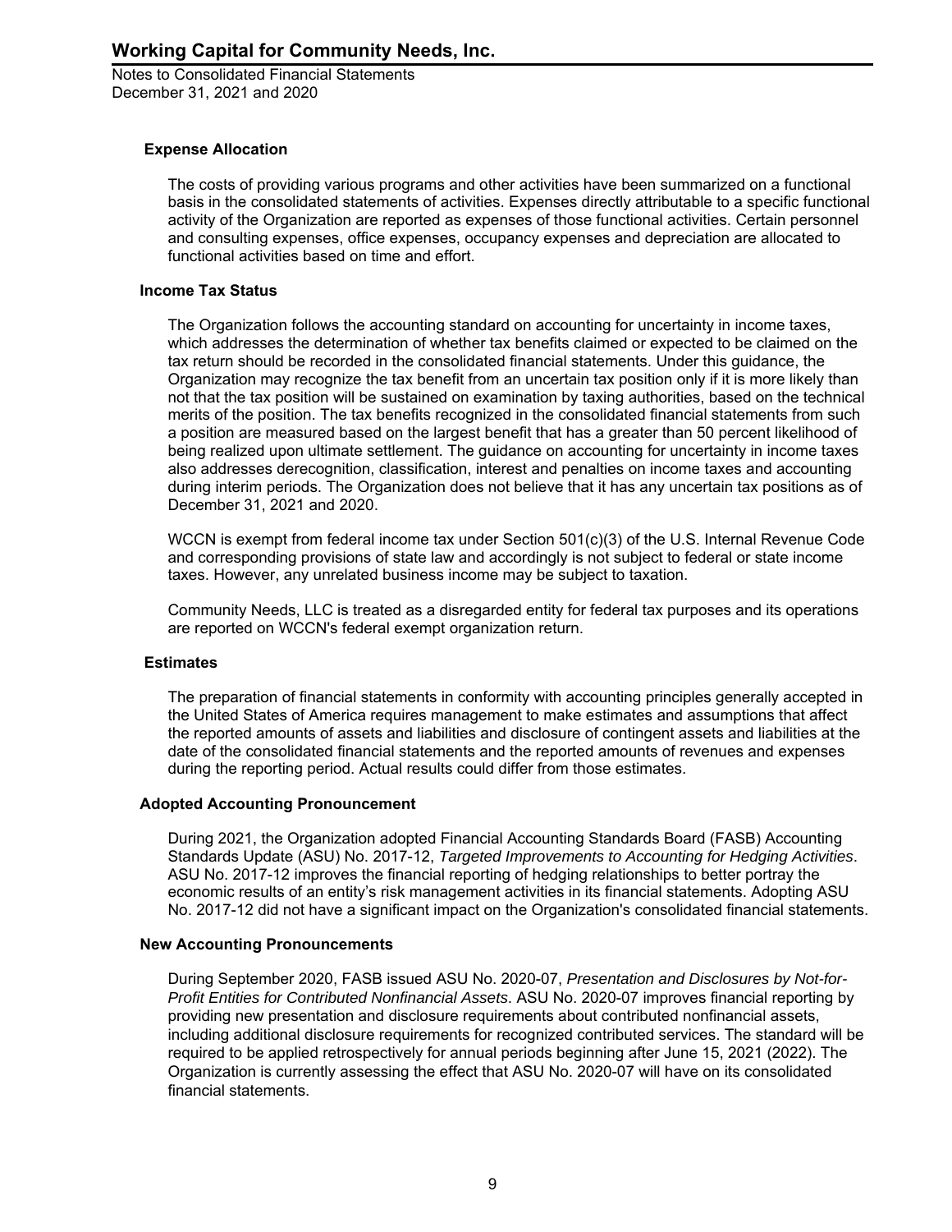### Expense Allocation

The costs of providing various programs and other activities have been summarized on a functional basis in the consolidated statements of activities. Expenses directly attributable to a specific functional activity of the Organization are reported as expenses of those functional activities. Certain personnel and consulting expenses, office expenses, occupancy expenses and depreciation are allocated to functional activities based on time and effort.

### Income Tax Status

The Organization follows the accounting standard on accounting for uncertainty in income taxes, which addresses the determination of whether tax benefits claimed or expected to be claimed on the tax return should be recorded in the consolidated financial statements. Under this guidance, the Organization may recognize the tax benefit from an uncertain tax position only if it is more likely than not that the tax position will be sustained on examination by taxing authorities, based on the technical merits of the position. The tax benefits recognized in the consolidated financial statements from such a position are measured based on the largest benefit that has a greater than 50 percent likelihood of being realized upon ultimate settlement. The guidance on accounting for uncertainty in income taxes also addresses derecognition, classification, interest and penalties on income taxes and accounting during interim periods. The Organization does not believe that it has any uncertain tax positions as of December 31, 2021 and 2020.

WCCN is exempt from federal income tax under Section 501(c)(3) of the U.S. Internal Revenue Code and corresponding provisions of state law and accordingly is not subject to federal or state income taxes. However, any unrelated business income may be subject to taxation.

Community Needs, LLC is treated as a disregarded entity for federal tax purposes and its operations are reported on WCCN's federal exempt organization return.

### Estimates

The preparation of financial statements in conformity with accounting principles generally accepted in the United States of America requires management to make estimates and assumptions that affect the reported amounts of assets and liabilities and disclosure of contingent assets and liabilities at the date of the consolidated financial statements and the reported amounts of revenues and expenses during the reporting period. Actual results could differ from those estimates.

### Adopted Accounting Pronouncement

During 2021, the Organization adopted Financial Accounting Standards Board (FASB) Accounting Standards Update (ASU) No. 2017-12, *Targeted Improvements to Accounting for Hedging Activities*. ASU No. 2017-12 improves the financial reporting of hedging relationships to better portray the economic results of an entity's risk management activities in its financial statements. Adopting ASU No. 2017-12 did not have a significant impact on the Organization's consolidated financial statements.

### New Accounting Pronouncements

During September 2020, FASB issued ASU No. 2020-07, *Presentation and Disclosures by Not-for-Profit Entities for Contributed Nonfinancial Assets*. ASU No. 2020-07 improves financial reporting by providing new presentation and disclosure requirements about contributed nonfinancial assets, including additional disclosure requirements for recognized contributed services. The standard will be required to be applied retrospectively for annual periods beginning after June 15, 2021 (2022). The Organization is currently assessing the effect that ASU No. 2020-07 will have on its consolidated financial statements.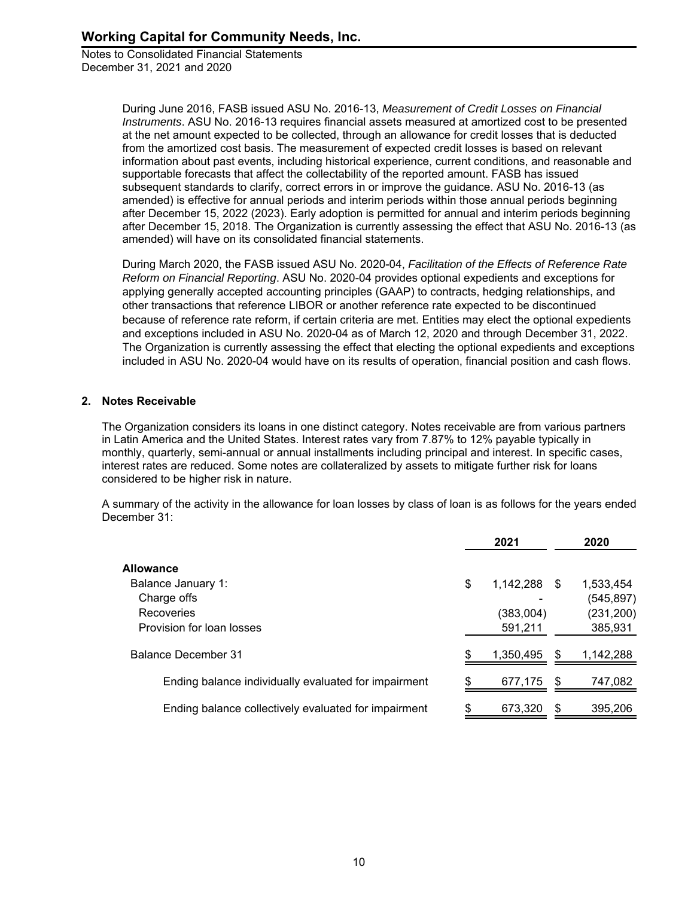During June 2016, FASB issued ASU No. 2016-13, *Measurement of Credit Losses on Financial Instruments*. ASU No. 2016-13 requires financial assets measured at amortized cost to be presented at the net amount expected to be collected, through an allowance for credit losses that is deducted from the amortized cost basis. The measurement of expected credit losses is based on relevant information about past events, including historical experience, current conditions, and reasonable and supportable forecasts that affect the collectability of the reported amount. FASB has issued subsequent standards to clarify, correct errors in or improve the guidance. ASU No. 2016-13 (as amended) is effective for annual periods and interim periods within those annual periods beginning after December 15, 2022 (2023). Early adoption is permitted for annual and interim periods beginning after December 15, 2018. The Organization is currently assessing the effect that ASU No. 2016-13 (as amended) will have on its consolidated financial statements.

During March 2020, the FASB issued ASU No. 2020-04, *Facilitation of the Effects of Reference Rate Reform on Financial Reporting*. ASU No. 2020-04 provides optional expedients and exceptions for applying generally accepted accounting principles (GAAP) to contracts, hedging relationships, and other transactions that reference LIBOR or another reference rate expected to be discontinued because of reference rate reform, if certain criteria are met. Entities may elect the optional expedients and exceptions included in ASU No. 2020-04 as of March 12, 2020 and through December 31, 2022. The Organization is currently assessing the effect that electing the optional expedients and exceptions included in ASU No. 2020-04 would have on its results of operation, financial position and cash flows.

## 2. Notes Receivable

The Organization considers its loans in one distinct category. Notes receivable are from various partners in Latin America and the United States. Interest rates vary from 7.87% to 12% payable typically in monthly, quarterly, semi-annual or annual installments including principal and interest. In specific cases, interest rates are reduced. Some notes are collateralized by assets to mitigate further risk for loans considered to be higher risk in nature.

A summary of the activity in the allowance for loan losses by class of loan is as follows for the years ended December 31:

| | 2021 | 2020 |
|---|---|---|
| **Allowance** | | |
| Balance January 1: | $ 1,142,288 | $ 1,533,454 |
| Charge offs | - | (545,897) |
| Recoveries | (383,004) | (231,200) |
| Provision for loan losses | 591,211 | 385,931 |
| Balance December 31 | $ 1,350,495 | $ 1,142,288 |
| Ending balance individually evaluated for impairment | $ 677,175 | $ 747,082 |
| Ending balance collectively evaluated for impairment | $ 673,320 | $ 395,206 |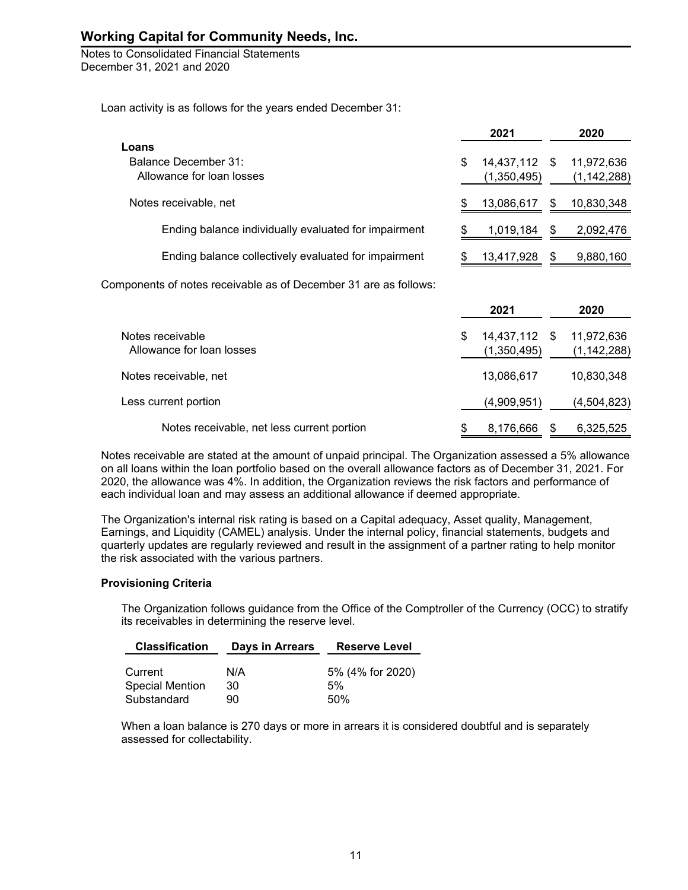Loan activity is as follows for the years ended December 31:

| | 2021 | 2020 |
|---|---|---|
| **Loans** | | |
| Balance December 31: | $ 14,437,112 | $ 11,972,636 |
| Allowance for loan losses | (1,350,495) | (1,142,288) |
| Notes receivable, net | $ 13,086,617 | $ 10,830,348 |
| Ending balance individually evaluated for impairment | $ 1,019,184 | $ 2,092,476 |
| Ending balance collectively evaluated for impairment | $ 13,417,928 | $ 9,880,160 |

Components of notes receivable as of December 31 are as follows:

| | 2021 | 2020 |
|---|---|---|
| Notes receivable | $ 14,437,112 | $ 11,972,636 |
| Allowance for loan losses | (1,350,495) | (1,142,288) |
| Notes receivable, net | 13,086,617 | 10,830,348 |
| Less current portion | (4,909,951) | (4,504,823) |
| Notes receivable, net less current portion | $ 8,176,666 | $ 6,325,525 |

Notes receivable are stated at the amount of unpaid principal. The Organization assessed a 5% allowance on all loans within the loan portfolio based on the overall allowance factors as of December 31, 2021. For 2020, the allowance was 4%. In addition, the Organization reviews the risk factors and performance of each individual loan and may assess an additional allowance if deemed appropriate.

The Organization's internal risk rating is based on a Capital adequacy, Asset quality, Management, Earnings, and Liquidity (CAMEL) analysis. Under the internal policy, financial statements, budgets and quarterly updates are regularly reviewed and result in the assignment of a partner rating to help monitor the risk associated with the various partners.

**Provisioning Criteria**

The Organization follows guidance from the Office of the Comptroller of the Currency (OCC) to stratify its receivables in determining the reserve level.

| Classification | Days in Arrears | Reserve Level |
|---|---|---|
| Current | N/A | 5% (4% for 2020) |
| Special Mention | 30 | 5% |
| Substandard | 90 | 50% |

When a loan balance is 270 days or more in arrears it is considered doubtful and is separately assessed for collectability.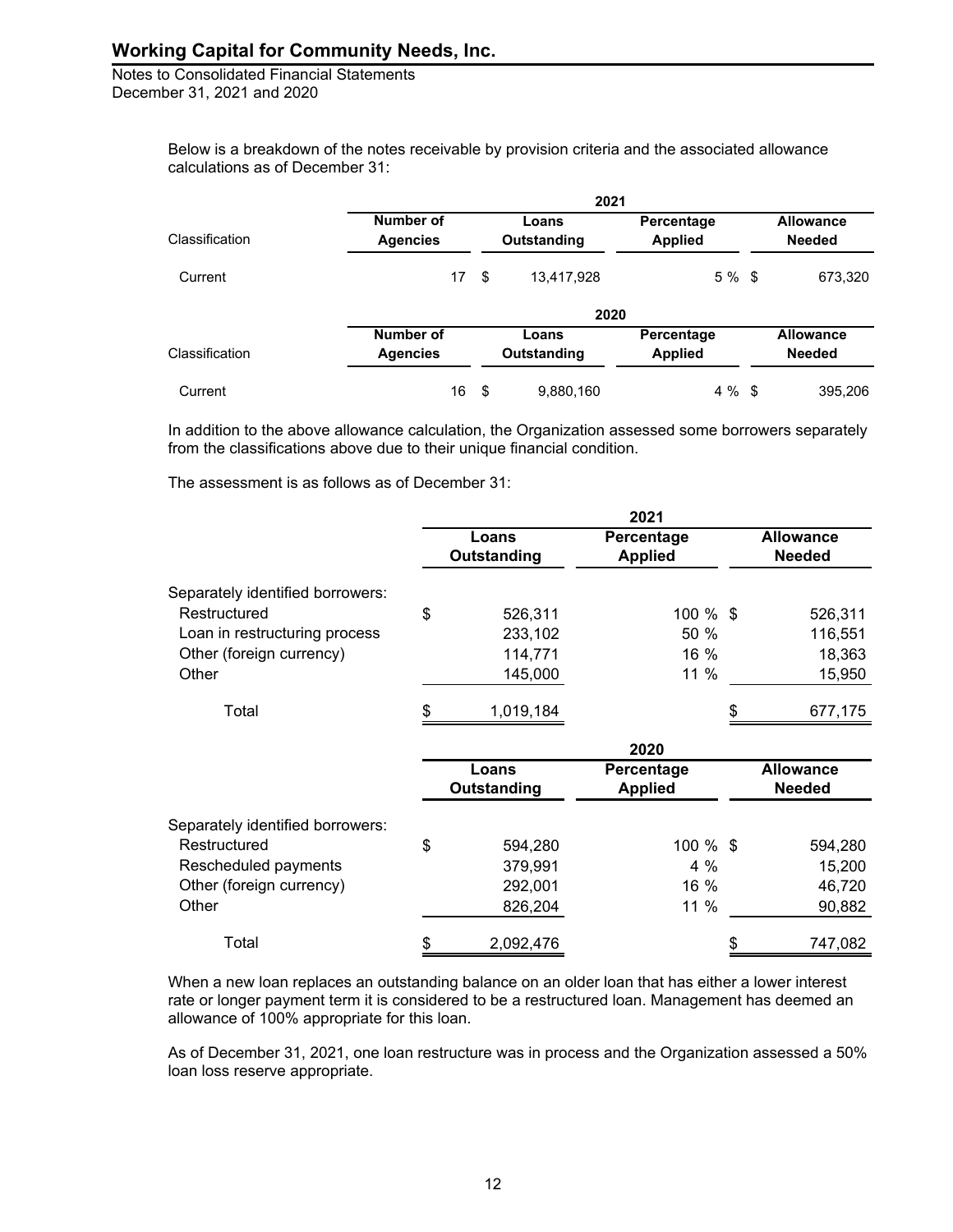Below is a breakdown of the notes receivable by provision criteria and the associated allowance calculations as of December 31:

| | 2021 | | | |
|---|---|---|---|---|
| Classification | Number of Agencies | Loans Outstanding | Percentage Applied | Allowance Needed |
| Current | 17 | $ 13,417,928 | 5 % | $ 673,320 |

| | 2020 | | | |
|---|---|---|---|---|
| Classification | Number of Agencies | Loans Outstanding | Percentage Applied | Allowance Needed |
| Current | 16 | $ 9,880,160 | 4 % | $ 395,206 |

In addition to the above allowance calculation, the Organization assessed some borrowers separately from the classifications above due to their unique financial condition.

The assessment is as follows as of December 31:

| | 2021 | | |
|---|---|---|---|
| | Loans Outstanding | Percentage Applied | Allowance Needed |
| Separately identified borrowers: | | | |
| Restructured | $ 526,311 | 100 % | $ 526,311 |
| Loan in restructuring process | 233,102 | 50 % | 116,551 |
| Other (foreign currency) | 114,771 | 16 % | 18,363 |
| Other | 145,000 | 11 % | 15,950 |
| Total | $ 1,019,184 | | $ 677,175 |

| | 2020 | | |
|---|---|---|---|
| | Loans Outstanding | Percentage Applied | Allowance Needed |
| Separately identified borrowers: | | | |
| Restructured | $ 594,280 | 100 % | $ 594,280 |
| Rescheduled payments | 379,991 | 4 % | 15,200 |
| Other (foreign currency) | 292,001 | 16 % | 46,720 |
| Other | 826,204 | 11 % | 90,882 |
| Total | $ 2,092,476 | | $ 747,082 |

When a new loan replaces an outstanding balance on an older loan that has either a lower interest rate or longer payment term it is considered to be a restructured loan. Management has deemed an allowance of 100% appropriate for this loan.

As of December 31, 2021, one loan restructure was in process and the Organization assessed a 50% loan loss reserve appropriate.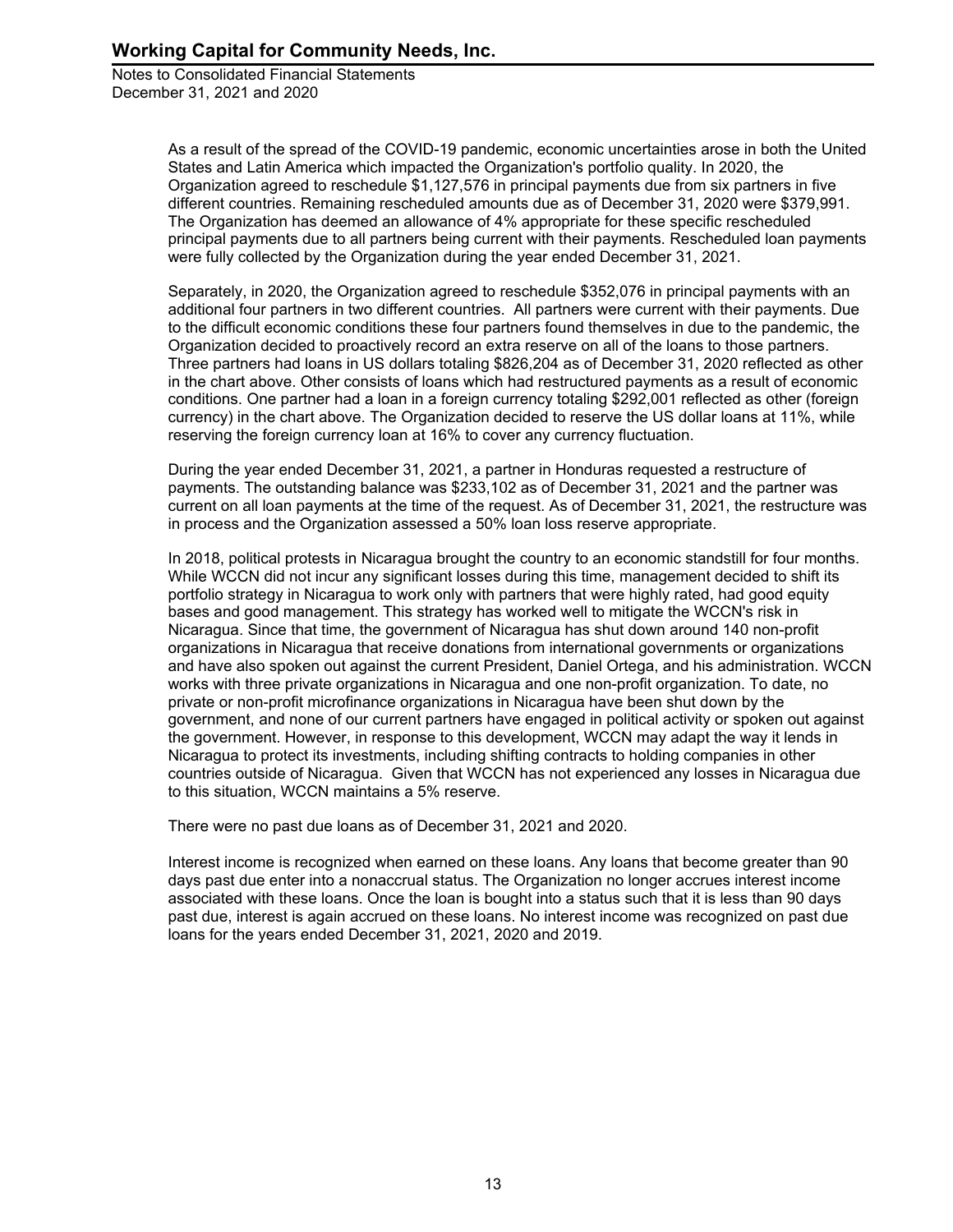As a result of the spread of the COVID-19 pandemic, economic uncertainties arose in both the United States and Latin America which impacted the Organization's portfolio quality. In 2020, the Organization agreed to reschedule $1,127,576 in principal payments due from six partners in five different countries. Remaining rescheduled amounts due as of December 31, 2020 were $379,991. The Organization has deemed an allowance of 4% appropriate for these specific rescheduled principal payments due to all partners being current with their payments. Rescheduled loan payments were fully collected by the Organization during the year ended December 31, 2021.

Separately, in 2020, the Organization agreed to reschedule $352,076 in principal payments with an additional four partners in two different countries. All partners were current with their payments. Due to the difficult economic conditions these four partners found themselves in due to the pandemic, the Organization decided to proactively record an extra reserve on all of the loans to those partners. Three partners had loans in US dollars totaling $826,204 as of December 31, 2020 reflected as other in the chart above. Other consists of loans which had restructured payments as a result of economic conditions. One partner had a loan in a foreign currency totaling $292,001 reflected as other (foreign currency) in the chart above. The Organization decided to reserve the US dollar loans at 11%, while reserving the foreign currency loan at 16% to cover any currency fluctuation.

During the year ended December 31, 2021, a partner in Honduras requested a restructure of payments. The outstanding balance was $233,102 as of December 31, 2021 and the partner was current on all loan payments at the time of the request. As of December 31, 2021, the restructure was in process and the Organization assessed a 50% loan loss reserve appropriate.

In 2018, political protests in Nicaragua brought the country to an economic standstill for four months. While WCCN did not incur any significant losses during this time, management decided to shift its portfolio strategy in Nicaragua to work only with partners that were highly rated, had good equity bases and good management. This strategy has worked well to mitigate the WCCN's risk in Nicaragua. Since that time, the government of Nicaragua has shut down around 140 non-profit organizations in Nicaragua that receive donations from international governments or organizations and have also spoken out against the current President, Daniel Ortega, and his administration. WCCN works with three private organizations in Nicaragua and one non-profit organization. To date, no private or non-profit microfinance organizations in Nicaragua have been shut down by the government, and none of our current partners have engaged in political activity or spoken out against the government. However, in response to this development, WCCN may adapt the way it lends in Nicaragua to protect its investments, including shifting contracts to holding companies in other countries outside of Nicaragua. Given that WCCN has not experienced any losses in Nicaragua due to this situation, WCCN maintains a 5% reserve.

There were no past due loans as of December 31, 2021 and 2020.

Interest income is recognized when earned on these loans. Any loans that become greater than 90 days past due enter into a nonaccrual status. The Organization no longer accrues interest income associated with these loans. Once the loan is bought into a status such that it is less than 90 days past due, interest is again accrued on these loans. No interest income was recognized on past due loans for the years ended December 31, 2021, 2020 and 2019.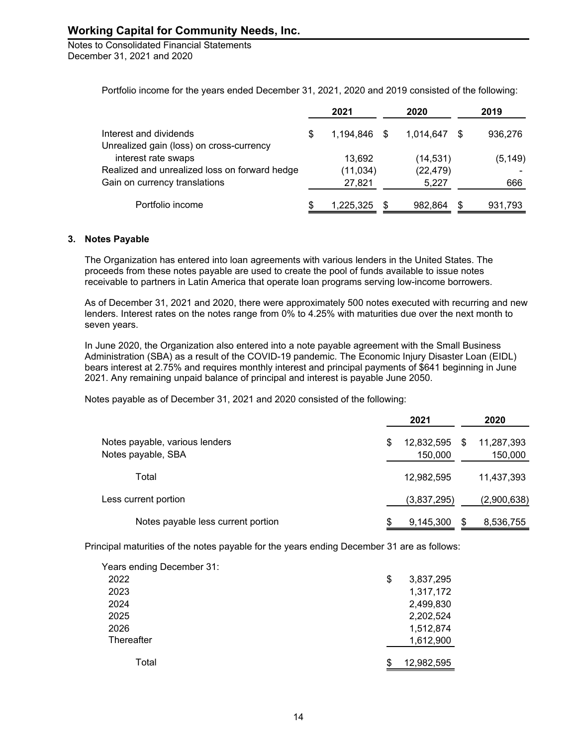Portfolio income for the years ended December 31, 2021, 2020 and 2019 consisted of the following:

| | 2021 | 2020 | 2019 |
|---|---|---|---|
| Interest and dividends | $ 1,194,846 | $ 1,014,647 | $ 936,276 |
| Unrealized gain (loss) on cross-currency interest rate swaps | 13,692 | (14,531) | (5,149) |
| Realized and unrealized loss on forward hedge | (11,034) | (22,479) | - |
| Gain on currency translations | 27,821 | 5,227 | 666 |
| Portfolio income | $ 1,225,325 | $ 982,864 | $ 931,793 |

### 3. Notes Payable

The Organization has entered into loan agreements with various lenders in the United States. The proceeds from these notes payable are used to create the pool of funds available to issue notes receivable to partners in Latin America that operate loan programs serving low-income borrowers.

As of December 31, 2021 and 2020, there were approximately 500 notes executed with recurring and new lenders. Interest rates on the notes range from 0% to 4.25% with maturities due over the next month to seven years.

In June 2020, the Organization also entered into a note payable agreement with the Small Business Administration (SBA) as a result of the COVID-19 pandemic. The Economic Injury Disaster Loan (EIDL) bears interest at 2.75% and requires monthly interest and principal payments of $641 beginning in June 2021. Any remaining unpaid balance of principal and interest is payable June 2050.

Notes payable as of December 31, 2021 and 2020 consisted of the following:

| | 2021 | 2020 |
|---|---|---|
| Notes payable, various lenders | $ 12,832,595 | $ 11,287,393 |
| Notes payable, SBA | 150,000 | 150,000 |
| Total | 12,982,595 | 11,437,393 |
| Less current portion | (3,837,295) | (2,900,638) |
| Notes payable less current portion | $ 9,145,300 | $ 8,536,755 |

Principal maturities of the notes payable for the years ending December 31 are as follows:

| Years ending December 31: | |
|---|---|
| 2022 | $ 3,837,295 |
| 2023 | 1,317,172 |
| 2024 | 2,499,830 |
| 2025 | 2,202,524 |
| 2026 | 1,512,874 |
| Thereafter | 1,612,900 |
| Total | $ 12,982,595 |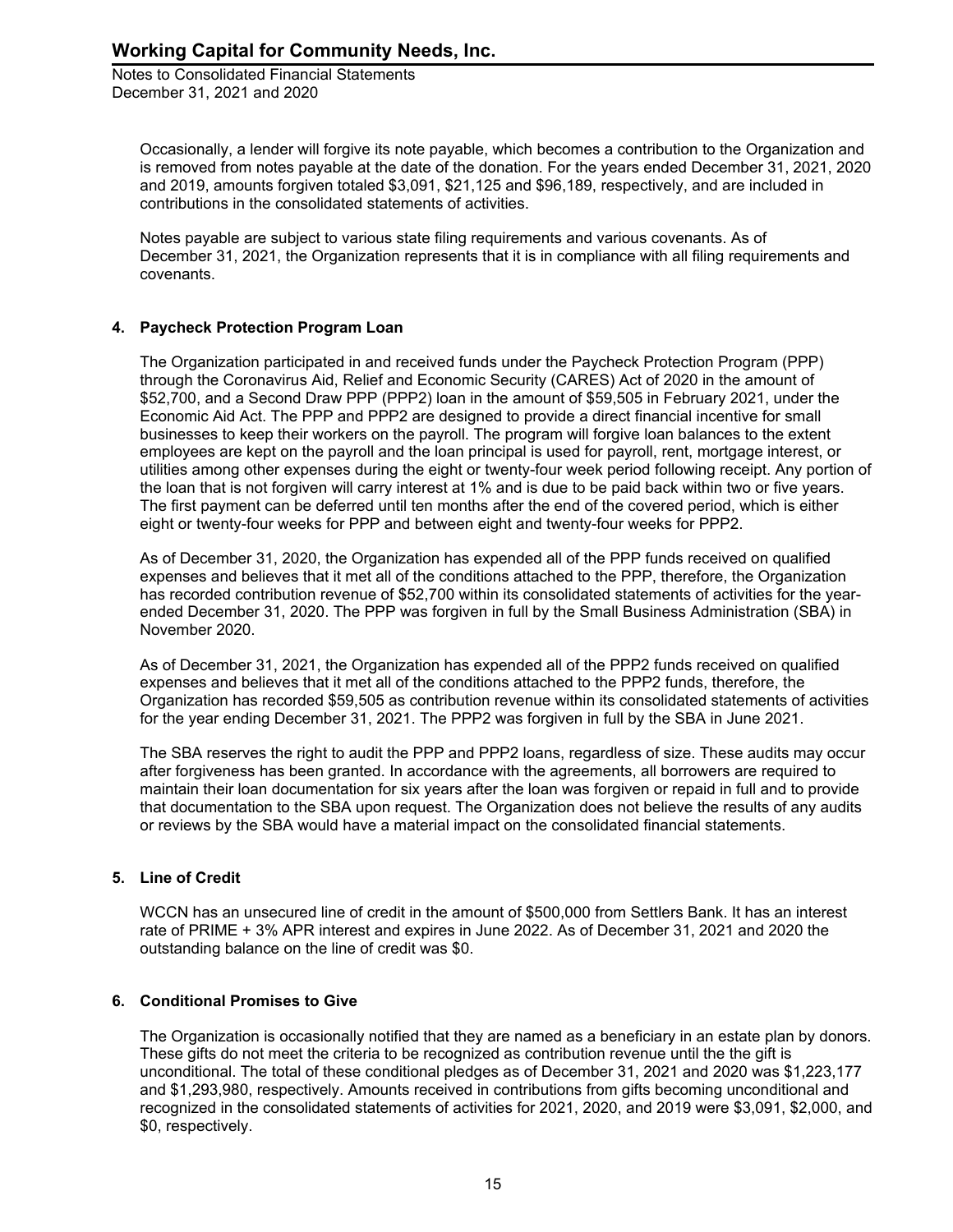Occasionally, a lender will forgive its note payable, which becomes a contribution to the Organization and is removed from notes payable at the date of the donation. For the years ended December 31, 2021, 2020 and 2019, amounts forgiven totaled $3,091, $21,125 and $96,189, respectively, and are included in contributions in the consolidated statements of activities.

Notes payable are subject to various state filing requirements and various covenants. As of December 31, 2021, the Organization represents that it is in compliance with all filing requirements and covenants.

## 4. Paycheck Protection Program Loan

The Organization participated in and received funds under the Paycheck Protection Program (PPP) through the Coronavirus Aid, Relief and Economic Security (CARES) Act of 2020 in the amount of $52,700, and a Second Draw PPP (PPP2) loan in the amount of $59,505 in February 2021, under the Economic Aid Act. The PPP and PPP2 are designed to provide a direct financial incentive for small businesses to keep their workers on the payroll. The program will forgive loan balances to the extent employees are kept on the payroll and the loan principal is used for payroll, rent, mortgage interest, or utilities among other expenses during the eight or twenty-four week period following receipt. Any portion of the loan that is not forgiven will carry interest at 1% and is due to be paid back within two or five years. The first payment can be deferred until ten months after the end of the covered period, which is either eight or twenty-four weeks for PPP and between eight and twenty-four weeks for PPP2.

As of December 31, 2020, the Organization has expended all of the PPP funds received on qualified expenses and believes that it met all of the conditions attached to the PPP, therefore, the Organization has recorded contribution revenue of $52,700 within its consolidated statements of activities for the year-ended December 31, 2020. The PPP was forgiven in full by the Small Business Administration (SBA) in November 2020.

As of December 31, 2021, the Organization has expended all of the PPP2 funds received on qualified expenses and believes that it met all of the conditions attached to the PPP2 funds, therefore, the Organization has recorded $59,505 as contribution revenue within its consolidated statements of activities for the year ending December 31, 2021. The PPP2 was forgiven in full by the SBA in June 2021.

The SBA reserves the right to audit the PPP and PPP2 loans, regardless of size. These audits may occur after forgiveness has been granted. In accordance with the agreements, all borrowers are required to maintain their loan documentation for six years after the loan was forgiven or repaid in full and to provide that documentation to the SBA upon request. The Organization does not believe the results of any audits or reviews by the SBA would have a material impact on the consolidated financial statements.

## 5. Line of Credit

WCCN has an unsecured line of credit in the amount of $500,000 from Settlers Bank. It has an interest rate of PRIME + 3% APR interest and expires in June 2022. As of December 31, 2021 and 2020 the outstanding balance on the line of credit was $0.

## 6. Conditional Promises to Give

The Organization is occasionally notified that they are named as a beneficiary in an estate plan by donors. These gifts do not meet the criteria to be recognized as contribution revenue until the the gift is unconditional. The total of these conditional pledges as of December 31, 2021 and 2020 was $1,223,177 and $1,293,980, respectively. Amounts received in contributions from gifts becoming unconditional and recognized in the consolidated statements of activities for 2021, 2020, and 2019 were $3,091, $2,000, and $0, respectively.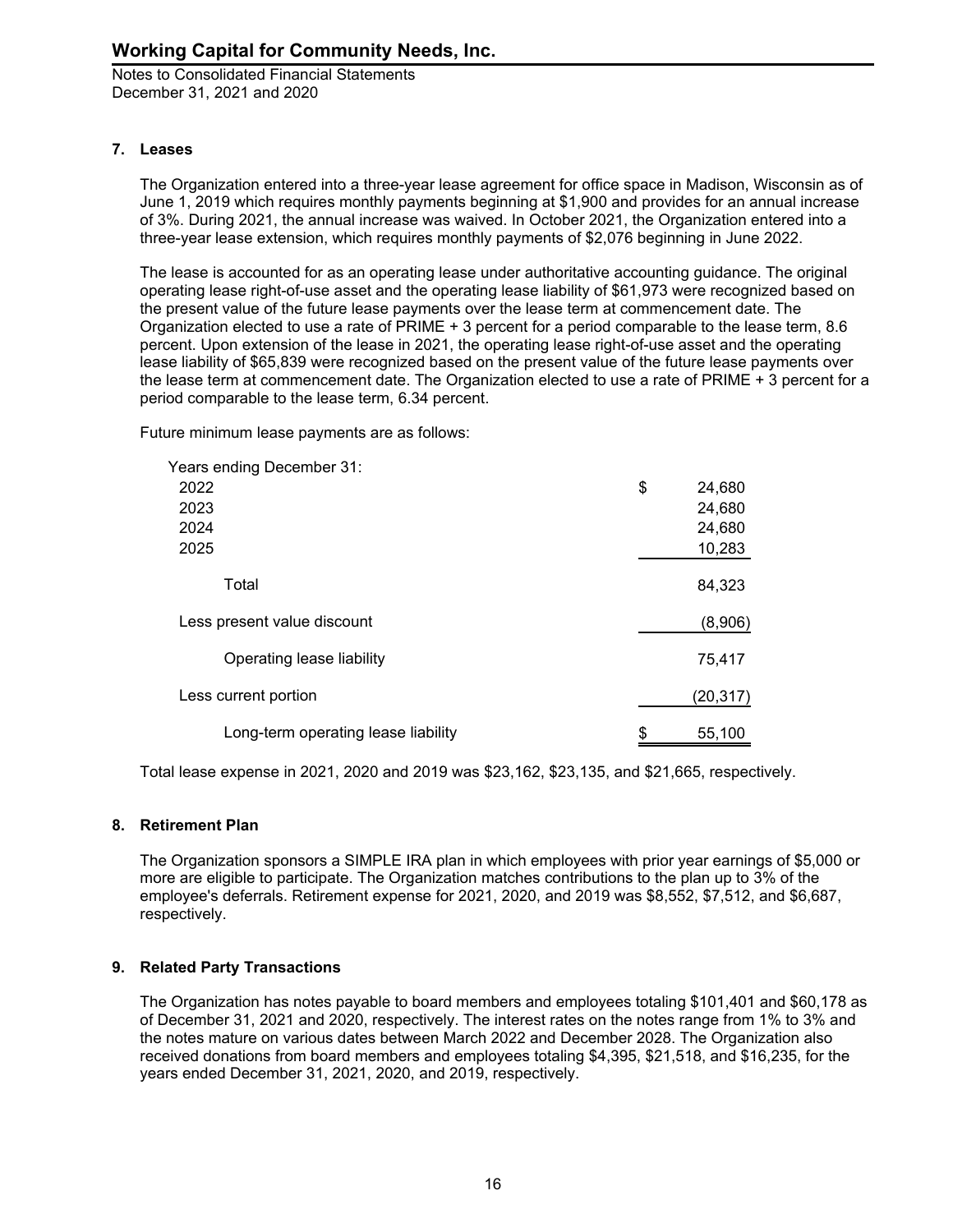## 7. Leases

The Organization entered into a three-year lease agreement for office space in Madison, Wisconsin as of June 1, 2019 which requires monthly payments beginning at $1,900 and provides for an annual increase of 3%. During 2021, the annual increase was waived. In October 2021, the Organization entered into a three-year lease extension, which requires monthly payments of $2,076 beginning in June 2022.

The lease is accounted for as an operating lease under authoritative accounting guidance. The original operating lease right-of-use asset and the operating lease liability of $61,973 were recognized based on the present value of the future lease payments over the lease term at commencement date. The Organization elected to use a rate of PRIME + 3 percent for a period comparable to the lease term, 8.6 percent. Upon extension of the lease in 2021, the operating lease right-of-use asset and the operating lease liability of $65,839 were recognized based on the present value of the future lease payments over the lease term at commencement date. The Organization elected to use a rate of PRIME + 3 percent for a period comparable to the lease term, 6.34 percent.

Future minimum lease payments are as follows:

| Years ending December 31: | |
|---|---|
| 2022 | $ 24,680 |
| 2023 | 24,680 |
| 2024 | 24,680 |
| 2025 | 10,283 |
| Total | 84,323 |
| Less present value discount | (8,906) |
| Operating lease liability | 75,417 |
| Less current portion | (20,317) |
| Long-term operating lease liability | $ 55,100 |

Total lease expense in 2021, 2020 and 2019 was $23,162, $23,135, and $21,665, respectively.

## 8. Retirement Plan

The Organization sponsors a SIMPLE IRA plan in which employees with prior year earnings of $5,000 or more are eligible to participate. The Organization matches contributions to the plan up to 3% of the employee's deferrals. Retirement expense for 2021, 2020, and 2019 was $8,552, $7,512, and $6,687, respectively.

## 9. Related Party Transactions

The Organization has notes payable to board members and employees totaling $101,401 and $60,178 as of December 31, 2021 and 2020, respectively. The interest rates on the notes range from 1% to 3% and the notes mature on various dates between March 2022 and December 2028. The Organization also received donations from board members and employees totaling $4,395, $21,518, and $16,235, for the years ended December 31, 2021, 2020, and 2019, respectively.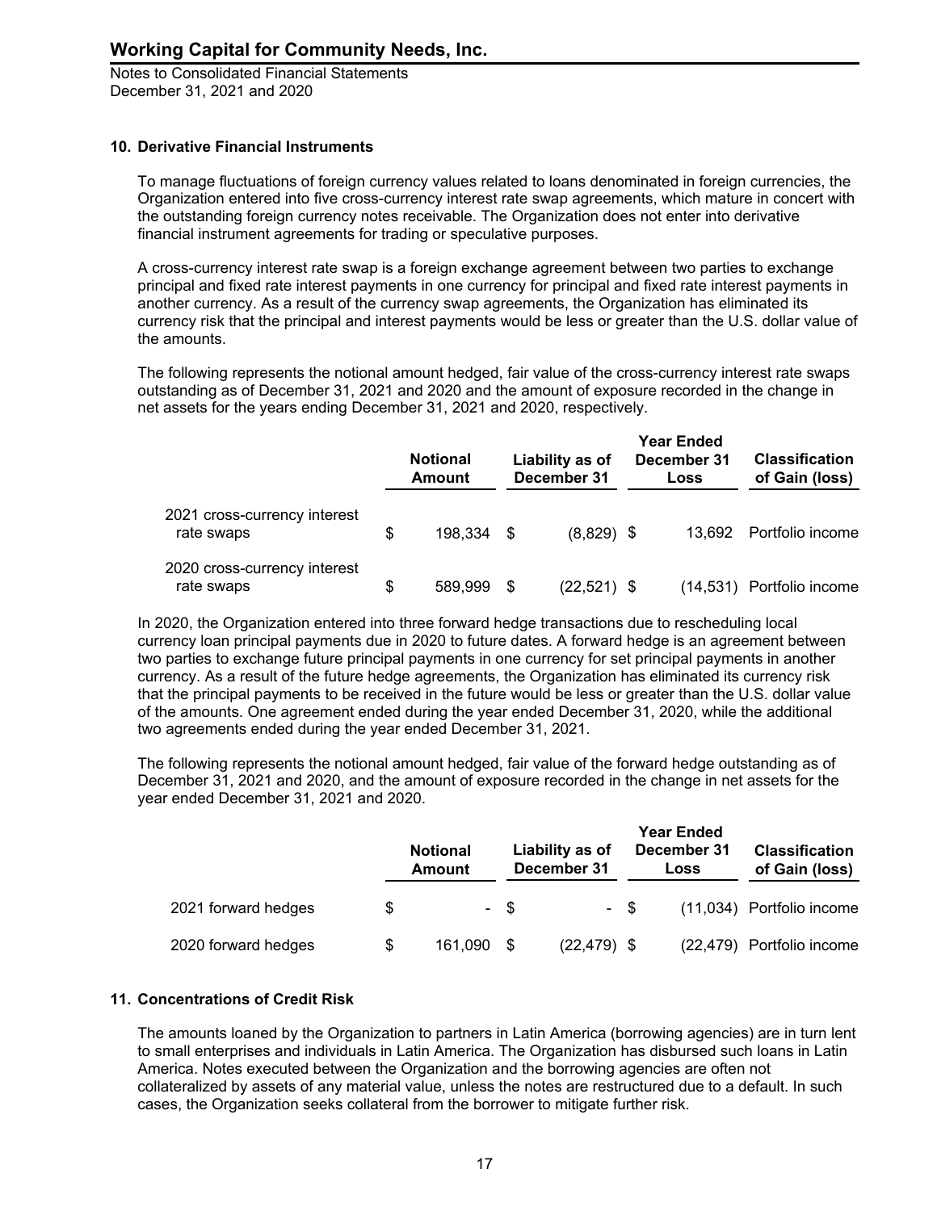## 10. Derivative Financial Instruments

To manage fluctuations of foreign currency values related to loans denominated in foreign currencies, the Organization entered into five cross-currency interest rate swap agreements, which mature in concert with the outstanding foreign currency notes receivable. The Organization does not enter into derivative financial instrument agreements for trading or speculative purposes.

A cross-currency interest rate swap is a foreign exchange agreement between two parties to exchange principal and fixed rate interest payments in one currency for principal and fixed rate interest payments in another currency. As a result of the currency swap agreements, the Organization has eliminated its currency risk that the principal and interest payments would be less or greater than the U.S. dollar value of the amounts.

The following represents the notional amount hedged, fair value of the cross-currency interest rate swaps outstanding as of December 31, 2021 and 2020 and the amount of exposure recorded in the change in net assets for the years ending December 31, 2021 and 2020, respectively.

| | Notional Amount | Liability as of December 31 | Year Ended December 31 Loss | Classification of Gain (loss) |
|---|---|---|---|---|
| 2021 cross-currency interest rate swaps | $ 198,334 | $ (8,829) | $ 13,692 | Portfolio income |
| 2020 cross-currency interest rate swaps | $ 589,999 | $ (22,521) | $ (14,531) | Portfolio income |

In 2020, the Organization entered into three forward hedge transactions due to rescheduling local currency loan principal payments due in 2020 to future dates. A forward hedge is an agreement between two parties to exchange future principal payments in one currency for set principal payments in another currency. As a result of the future hedge agreements, the Organization has eliminated its currency risk that the principal payments to be received in the future would be less or greater than the U.S. dollar value of the amounts. One agreement ended during the year ended December 31, 2020, while the additional two agreements ended during the year ended December 31, 2021.

The following represents the notional amount hedged, fair value of the forward hedge outstanding as of December 31, 2021 and 2020, and the amount of exposure recorded in the change in net assets for the year ended December 31, 2021 and 2020.

| | Notional Amount | Liability as of December 31 | Year Ended December 31 Loss | Classification of Gain (loss) |
|---|---|---|---|---|
| 2021 forward hedges | $ - | $ - | $ (11,034) | Portfolio income |
| 2020 forward hedges | $ 161,090 | $ (22,479) | $ (22,479) | Portfolio income |

## 11. Concentrations of Credit Risk

The amounts loaned by the Organization to partners in Latin America (borrowing agencies) are in turn lent to small enterprises and individuals in Latin America. The Organization has disbursed such loans in Latin America. Notes executed between the Organization and the borrowing agencies are often not collateralized by assets of any material value, unless the notes are restructured due to a default. In such cases, the Organization seeks collateral from the borrower to mitigate further risk.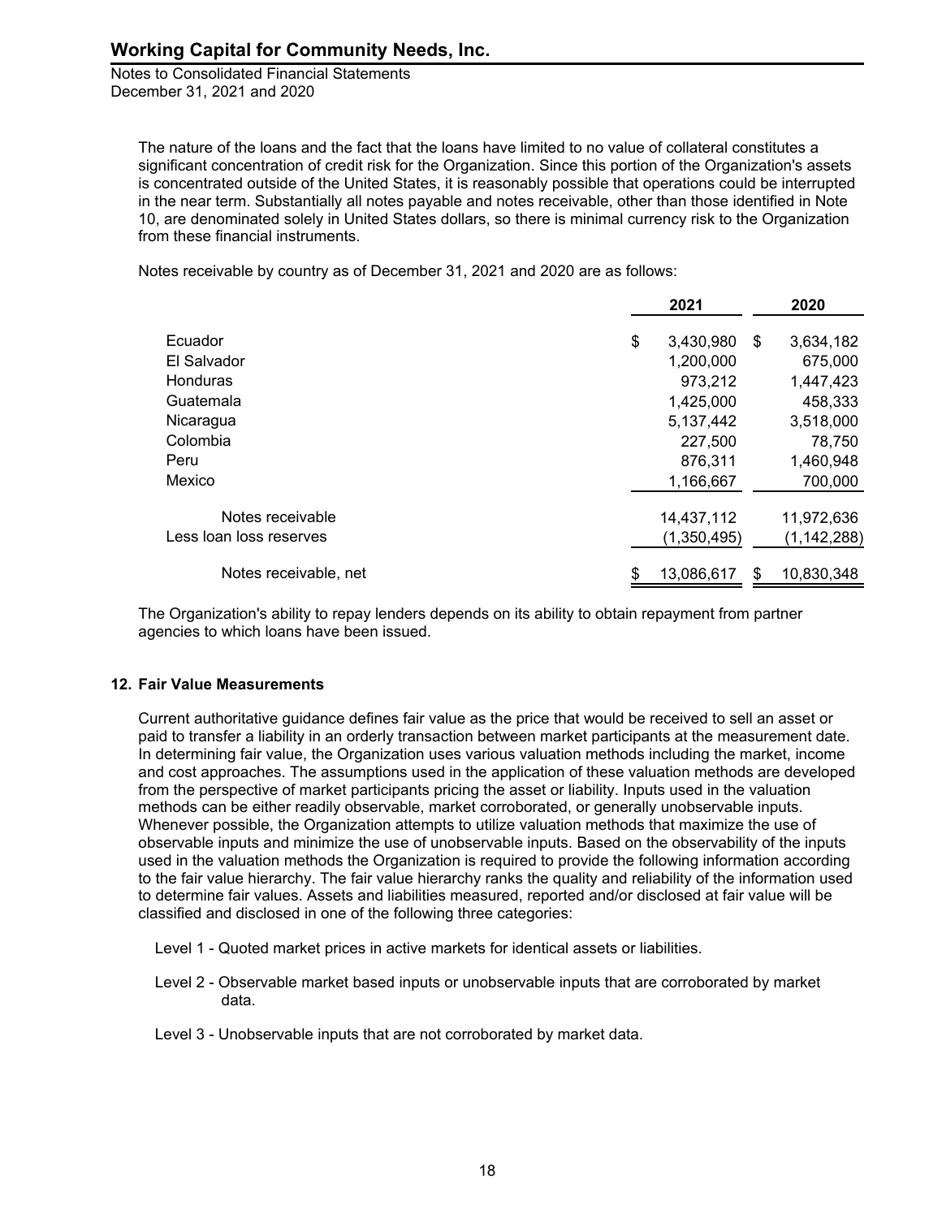The nature of the loans and the fact that the loans have limited to no value of collateral constitutes a significant concentration of credit risk for the Organization. Since this portion of the Organization's assets is concentrated outside of the United States, it is reasonably possible that operations could be interrupted in the near term. Substantially all notes payable and notes receivable, other than those identified in Note 10, are denominated solely in United States dollars, so there is minimal currency risk to the Organization from these financial instruments.

Notes receivable by country as of December 31, 2021 and 2020 are as follows:

| | 2021 | 2020 |
|---|---|---|
| Ecuador | $ 3,430,980 | $ 3,634,182 |
| El Salvador | 1,200,000 | 675,000 |
| Honduras | 973,212 | 1,447,423 |
| Guatemala | 1,425,000 | 458,333 |
| Nicaragua | 5,137,442 | 3,518,000 |
| Colombia | 227,500 | 78,750 |
| Peru | 876,311 | 1,460,948 |
| Mexico | 1,166,667 | 700,000 |
| Notes receivable | 14,437,112 | 11,972,636 |
| Less loan loss reserves | (1,350,495) | (1,142,288) |
| Notes receivable, net | $ 13,086,617 | $ 10,830,348 |

The Organization's ability to repay lenders depends on its ability to obtain repayment from partner agencies to which loans have been issued.

## 12. Fair Value Measurements

Current authoritative guidance defines fair value as the price that would be received to sell an asset or paid to transfer a liability in an orderly transaction between market participants at the measurement date. In determining fair value, the Organization uses various valuation methods including the market, income and cost approaches. The assumptions used in the application of these valuation methods are developed from the perspective of market participants pricing the asset or liability. Inputs used in the valuation methods can be either readily observable, market corroborated, or generally unobservable inputs. Whenever possible, the Organization attempts to utilize valuation methods that maximize the use of observable inputs and minimize the use of unobservable inputs. Based on the observability of the inputs used in the valuation methods the Organization is required to provide the following information according to the fair value hierarchy. The fair value hierarchy ranks the quality and reliability of the information used to determine fair values. Assets and liabilities measured, reported and/or disclosed at fair value will be classified and disclosed in one of the following three categories:

Level 1 - Quoted market prices in active markets for identical assets or liabilities.

Level 2 - Observable market based inputs or unobservable inputs that are corroborated by market data.

Level 3 - Unobservable inputs that are not corroborated by market data.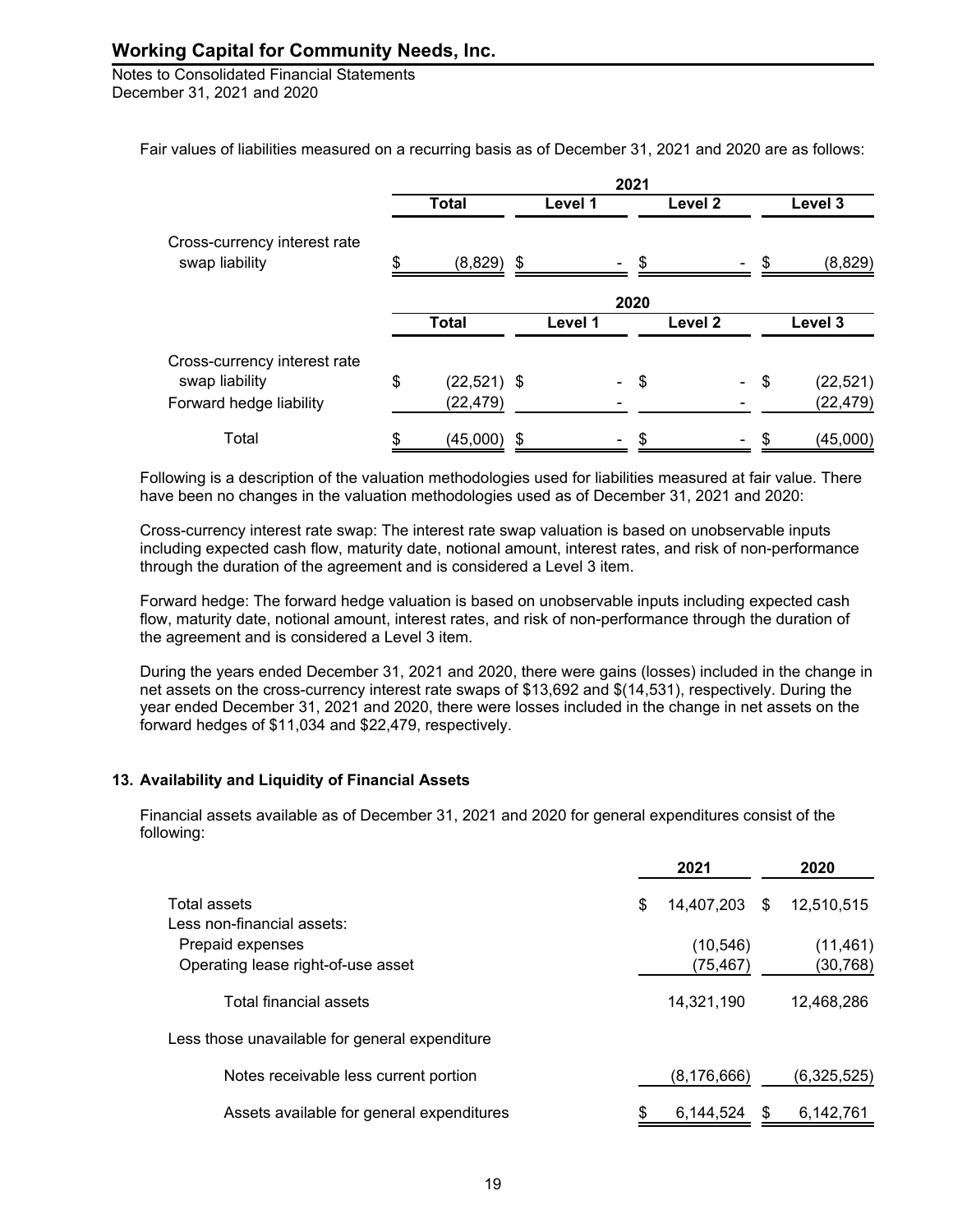Fair values of liabilities measured on a recurring basis as of December 31, 2021 and 2020 are as follows:

| | 2021 | | | |
|---|---|---|---|---|
| | Total | Level 1 | Level 2 | Level 3 |
| Cross-currency interest rate swap liability | $ (8,829) | $ - | $ - | $ (8,829) |

| | 2020 | | | |
|---|---|---|---|---|
| | Total | Level 1 | Level 2 | Level 3 |
| Cross-currency interest rate swap liability | $ (22,521) | $ - | $ - | $ (22,521) |
| Forward hedge liability | (22,479) | - | - | (22,479) |
| Total | $ (45,000) | $ - | $ - | $ (45,000) |

Following is a description of the valuation methodologies used for liabilities measured at fair value. There have been no changes in the valuation methodologies used as of December 31, 2021 and 2020:

Cross-currency interest rate swap: The interest rate swap valuation is based on unobservable inputs including expected cash flow, maturity date, notional amount, interest rates, and risk of non-performance through the duration of the agreement and is considered a Level 3 item.

Forward hedge: The forward hedge valuation is based on unobservable inputs including expected cash flow, maturity date, notional amount, interest rates, and risk of non-performance through the duration of the agreement and is considered a Level 3 item.

During the years ended December 31, 2021 and 2020, there were gains (losses) included in the change in net assets on the cross-currency interest rate swaps of $13,692 and $(14,531), respectively. During the year ended December 31, 2021 and 2020, there were losses included in the change in net assets on the forward hedges of $11,034 and $22,479, respectively.

## 13. Availability and Liquidity of Financial Assets

Financial assets available as of December 31, 2021 and 2020 for general expenditures consist of the following:

| | 2021 | 2020 |
|---|---|---|
| Total assets | $ 14,407,203 | $ 12,510,515 |
| Less non-financial assets: | | |
| Prepaid expenses | (10,546) | (11,461) |
| Operating lease right-of-use asset | (75,467) | (30,768) |
| Total financial assets | 14,321,190 | 12,468,286 |
| Less those unavailable for general expenditure | | |
| Notes receivable less current portion | (8,176,666) | (6,325,525) |
| Assets available for general expenditures | $ 6,144,524 | $ 6,142,761 |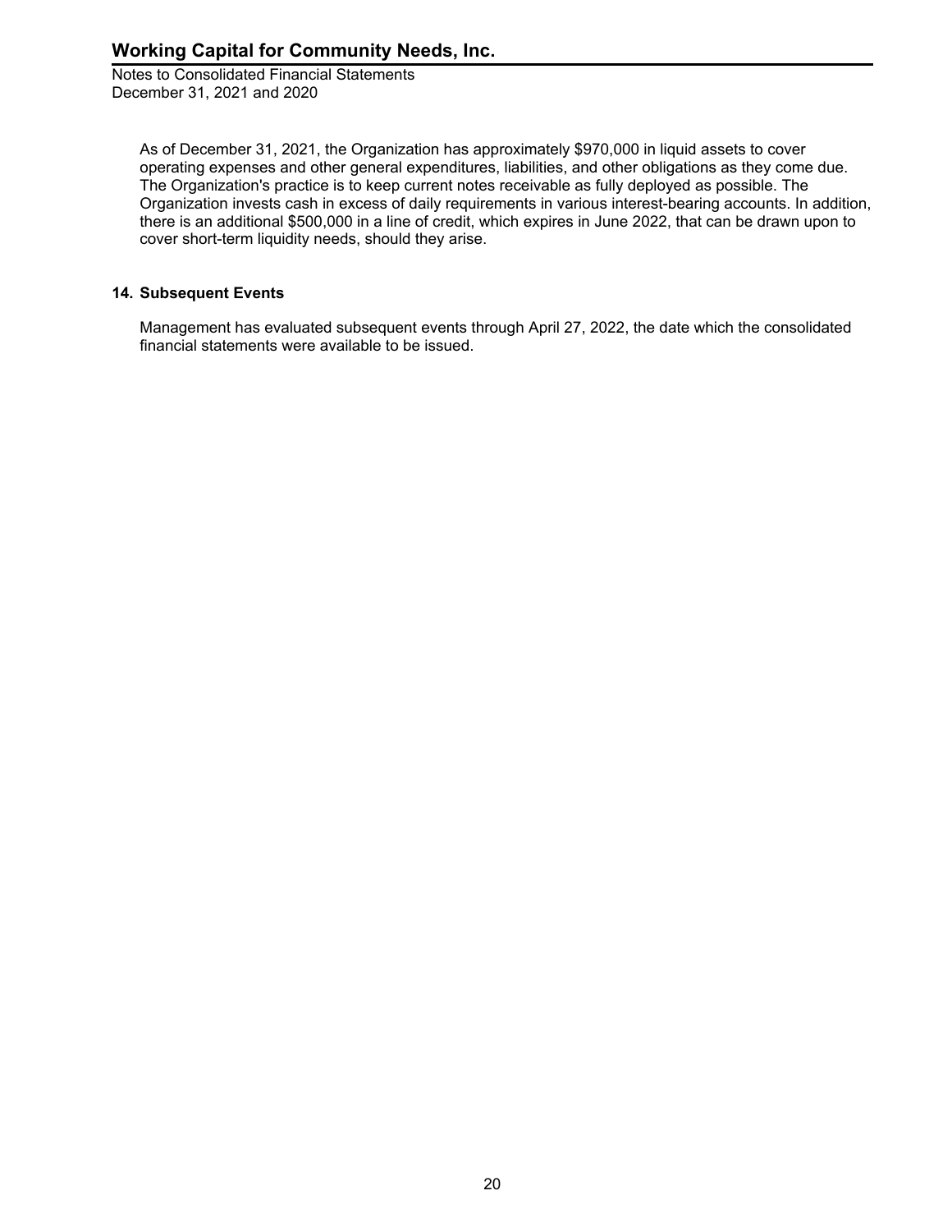As of December 31, 2021, the Organization has approximately $970,000 in liquid assets to cover operating expenses and other general expenditures, liabilities, and other obligations as they come due. The Organization's practice is to keep current notes receivable as fully deployed as possible. The Organization invests cash in excess of daily requirements in various interest-bearing accounts. In addition, there is an additional $500,000 in a line of credit, which expires in June 2022, that can be drawn upon to cover short-term liquidity needs, should they arise.

## 14. Subsequent Events

Management has evaluated subsequent events through April 27, 2022, the date which the consolidated financial statements were available to be issued.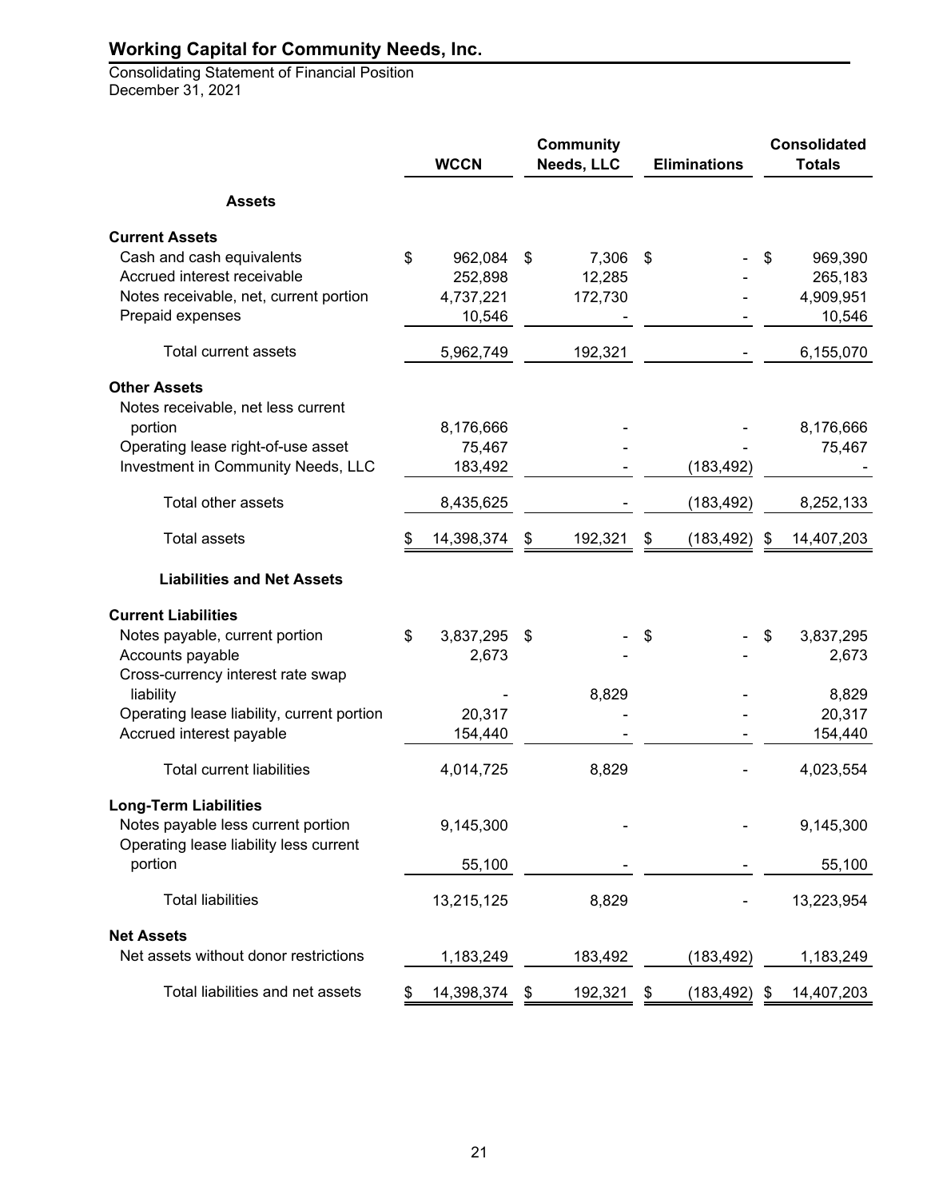# Working Capital for Community Needs, Inc.

Consolidating Statement of Financial Position
December 31, 2021

| | WCCN | Community Needs, LLC | Eliminations | Consolidated Totals |
|---|---|---|---|---|
| **Assets** | | | | |
| **Current Assets** | | | | |
| Cash and cash equivalents | $ 962,084 | $ 7,306 | $ - | $ 969,390 |
| Accrued interest receivable | 252,898 | 12,285 | - | 265,183 |
| Notes receivable, net, current portion | 4,737,221 | 172,730 | - | 4,909,951 |
| Prepaid expenses | 10,546 | - | - | 10,546 |
| Total current assets | 5,962,749 | 192,321 | - | 6,155,070 |
| **Other Assets** | | | | |
| Notes receivable, net less current portion | 8,176,666 | - | - | 8,176,666 |
| Operating lease right-of-use asset | 75,467 | - | - | 75,467 |
| Investment in Community Needs, LLC | 183,492 | - | (183,492) | - |
| Total other assets | 8,435,625 | - | (183,492) | 8,252,133 |
| Total assets | $ 14,398,374 | $ 192,321 | $ (183,492) | $ 14,407,203 |
| **Liabilities and Net Assets** | | | | |
| **Current Liabilities** | | | | |
| Notes payable, current portion | $ 3,837,295 | $ - | $ - | $ 3,837,295 |
| Accounts payable | 2,673 | - | - | 2,673 |
| Cross-currency interest rate swap liability | - | 8,829 | - | 8,829 |
| Operating lease liability, current portion | 20,317 | - | - | 20,317 |
| Accrued interest payable | 154,440 | - | - | 154,440 |
| Total current liabilities | 4,014,725 | 8,829 | - | 4,023,554 |
| **Long-Term Liabilities** | | | | |
| Notes payable less current portion | 9,145,300 | - | - | 9,145,300 |
| Operating lease liability less current portion | 55,100 | - | - | 55,100 |
| Total liabilities | 13,215,125 | 8,829 | - | 13,223,954 |
| **Net Assets** | | | | |
| Net assets without donor restrictions | 1,183,249 | 183,492 | (183,492) | 1,183,249 |
| Total liabilities and net assets | $ 14,398,374 | $ 192,321 | $ (183,492) | $ 14,407,203 |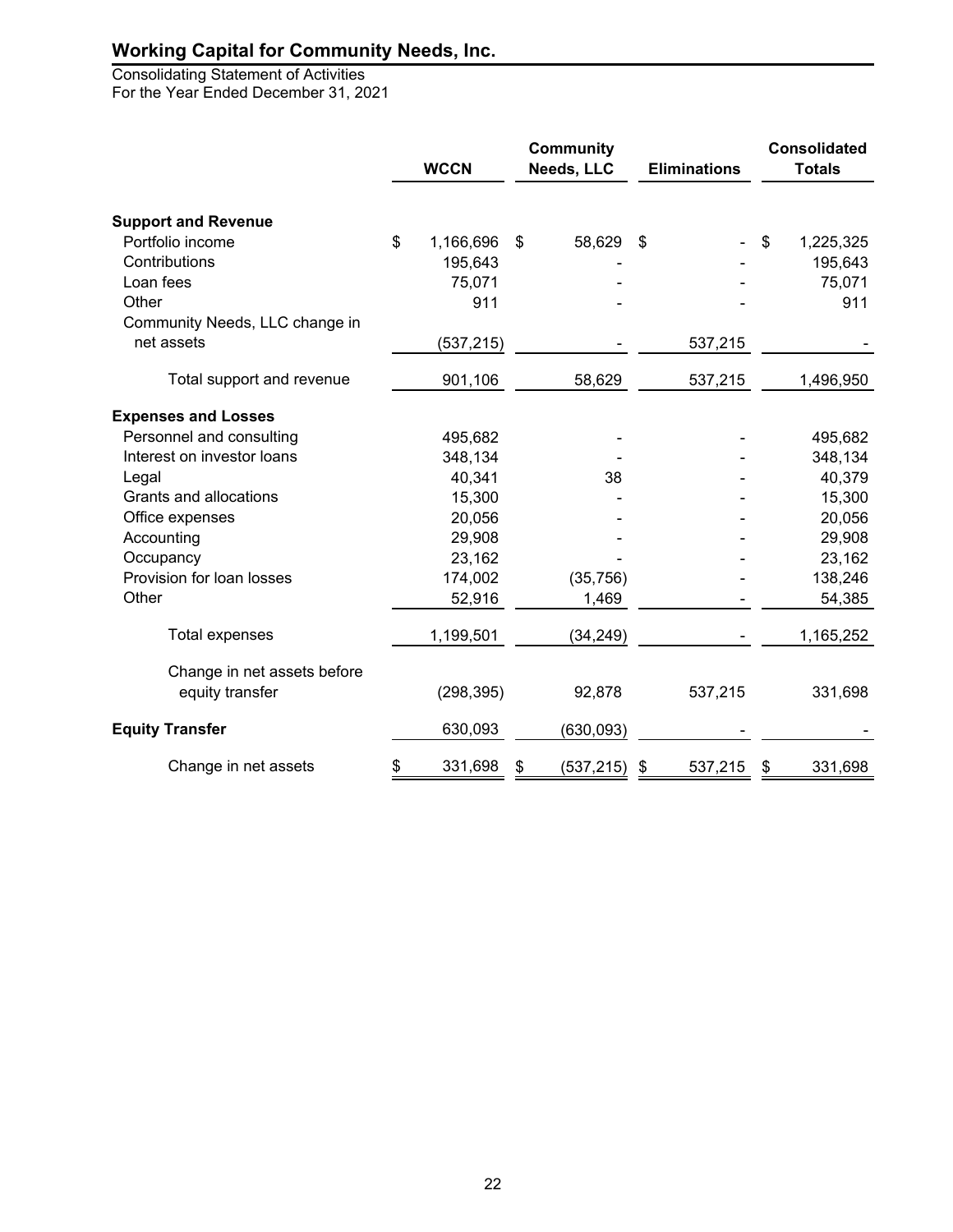# Working Capital for Community Needs, Inc.

Consolidating Statement of Activities
For the Year Ended December 31, 2021

| | WCCN | Community Needs, LLC | Eliminations | Consolidated Totals |
|---|---|---|---|---|
| **Support and Revenue** | | | | |
| Portfolio income | $ 1,166,696 | $ 58,629 | $ - | $ 1,225,325 |
| Contributions | 195,643 | - | - | 195,643 |
| Loan fees | 75,071 | - | - | 75,071 |
| Other | 911 | - | - | 911 |
| Community Needs, LLC change in net assets | (537,215) | - | 537,215 | - |
| Total support and revenue | 901,106 | 58,629 | 537,215 | 1,496,950 |
| **Expenses and Losses** | | | | |
| Personnel and consulting | 495,682 | - | - | 495,682 |
| Interest on investor loans | 348,134 | - | - | 348,134 |
| Legal | 40,341 | 38 | - | 40,379 |
| Grants and allocations | 15,300 | - | - | 15,300 |
| Office expenses | 20,056 | - | - | 20,056 |
| Accounting | 29,908 | - | - | 29,908 |
| Occupancy | 23,162 | - | - | 23,162 |
| Provision for loan losses | 174,002 | (35,756) | - | 138,246 |
| Other | 52,916 | 1,469 | - | 54,385 |
| Total expenses | 1,199,501 | (34,249) | - | 1,165,252 |
| Change in net assets before equity transfer | (298,395) | 92,878 | 537,215 | 331,698 |
| **Equity Transfer** | 630,093 | (630,093) | - | - |
| Change in net assets | $ 331,698 | $ (537,215) | $ 537,215 | $ 331,698 |